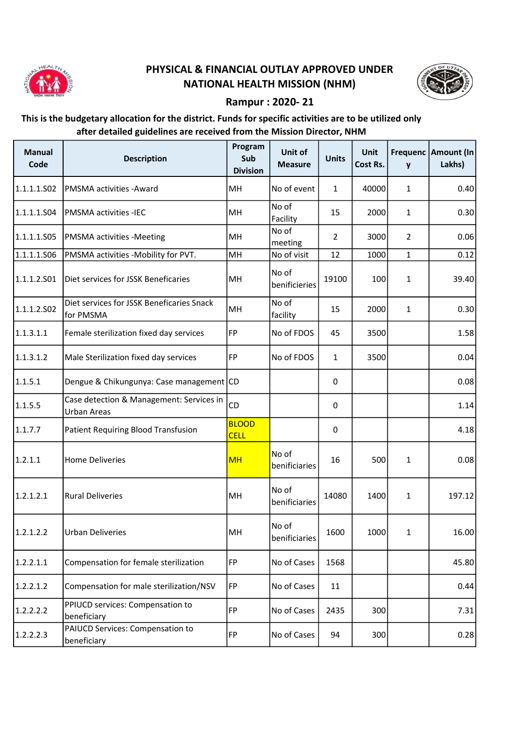# PHYSICAL & FINANCIAL OUTLAY APPROVED UNDER NATIONAL HEALTH MISSION (NHM)

## Rampur : 2020- 21

**This is the budgetary allocation for the district. Funds for specific activities are to be utilized only after detailed guidelines are received from the Mission Director, NHM**

| Manual Code | Description | Program Sub Division | Unit of Measure | Units | Unit Cost Rs. | Frequency | Amount (In Lakhs) |
|---|---|---|---|---|---|---|---|
| 1.1.1.1.S02 | PMSMA activities -Award | MH | No of event | 1 | 40000 | 1 | 0.40 |
| 1.1.1.1.S04 | PMSMA activities -IEC | MH | No of Facility | 15 | 2000 | 1 | 0.30 |
| 1.1.1.1.S05 | PMSMA activities -Meeting | MH | No of meeting | 2 | 3000 | 2 | 0.06 |
| 1.1.1.1.S06 | PMSMA activities -Mobility for PVT. | MH | No of visit | 12 | 1000 | 1 | 0.12 |
| 1.1.1.2.S01 | Diet services for JSSK Beneficaries | MH | No of benificieries | 19100 | 100 | 1 | 39.40 |
| 1.1.1.2.S02 | Diet services for JSSK Beneficaries Snack for PMSMA | MH | No of facility | 15 | 2000 | 1 | 0.30 |
| 1.1.3.1.1 | Female sterilization fixed day services | FP | No of FDOS | 45 | 3500 | | 1.58 |
| 1.1.3.1.2 | Male Sterilization fixed day services | FP | No of FDOS | 1 | 3500 | | 0.04 |
| 1.1.5.1 | Dengue & Chikungunya: Case management | CD | | 0 | | | 0.08 |
| 1.1.5.5 | Case detection & Management: Services in Urban Areas | CD | | 0 | | | 1.14 |
| 1.1.7.7 | Patient Requiring Blood Transfusion | BLOOD CELL | | 0 | | | 4.18 |
| 1.2.1.1 | Home Deliveries | MH | No of benificieries | 16 | 500 | 1 | 0.08 |
| 1.2.1.2.1 | Rural Deliveries | MH | No of benificieries | 14080 | 1400 | 1 | 197.12 |
| 1.2.1.2.2 | Urban Deliveries | MH | No of benificieries | 1600 | 1000 | 1 | 16.00 |
| 1.2.2.1.1 | Compensation for female sterilization | FP | No of Cases | 1568 | | | 45.80 |
| 1.2.2.1.2 | Compensation for male sterilization/NSV | FP | No of Cases | 11 | | | 0.44 |
| 1.2.2.2.2 | PPIUCD services: Compensation to beneficiary | FP | No of Cases | 2435 | 300 | | 7.31 |
| 1.2.2.2.3 | PAIUCD Services: Compensation to beneficiary | FP | No of Cases | 94 | 300 | | 0.28 |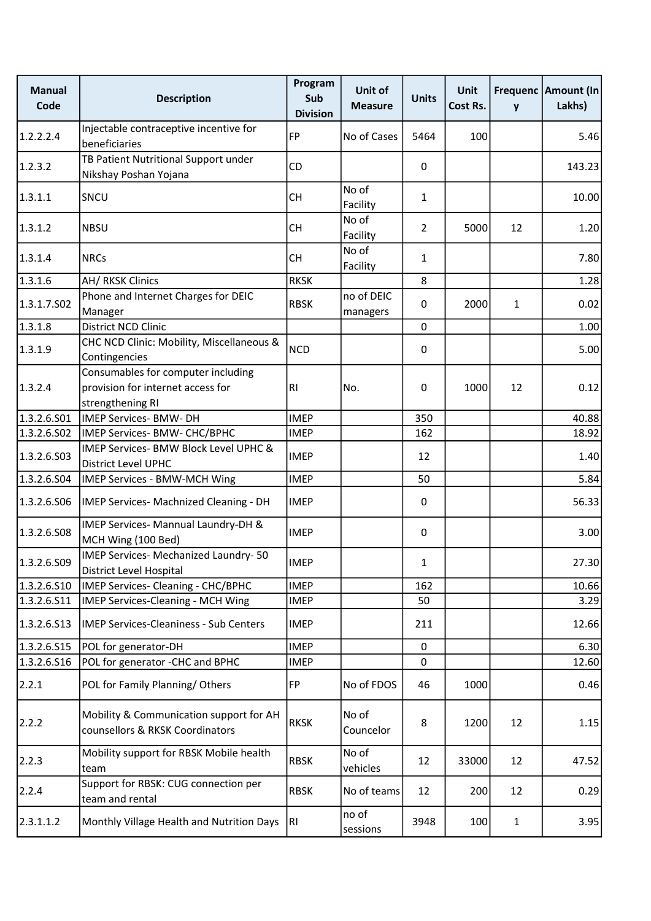| Manual Code | Description | Program Sub Division | Unit of Measure | Units | Unit Cost Rs. | Frequency | Amount (In Lakhs) |
| --- | --- | --- | --- | --- | --- | --- | --- |
| 1.2.2.2.4 | Injectable contraceptive incentive for beneficiaries | FP | No of Cases | 5464 | 100 | | 5.46 |
| 1.2.3.2 | TB Patient Nutritional Support under Nikshay Poshan Yojana | CD | | 0 | | | 143.23 |
| 1.3.1.1 | SNCU | CH | No of Facility | 1 | | | 10.00 |
| 1.3.1.2 | NBSU | CH | No of Facility | 2 | 5000 | 12 | 1.20 |
| 1.3.1.4 | NRCs | CH | No of Facility | 1 | | | 7.80 |
| 1.3.1.6 | AH/ RKSK Clinics | RKSK | | 8 | | | 1.28 |
| 1.3.1.7.S02 | Phone and Internet Charges for DEIC Manager | RBSK | no of DEIC managers | 0 | 2000 | 1 | 0.02 |
| 1.3.1.8 | District NCD Clinic | | | 0 | | | 1.00 |
| 1.3.1.9 | CHC NCD Clinic: Mobility, Miscellaneous & Contingencies | NCD | | 0 | | | 5.00 |
| 1.3.2.4 | Consumables for computer including provision for internet access for strengthening RI | RI | No. | 0 | 1000 | 12 | 0.12 |
| 1.3.2.6.S01 | IMEP Services- BMW- DH | IMEP | | 350 | | | 40.88 |
| 1.3.2.6.S02 | IMEP Services- BMW- CHC/BPHC | IMEP | | 162 | | | 18.92 |
| 1.3.2.6.S03 | IMEP Services- BMW Block Level UPHC & District Level UPHC | IMEP | | 12 | | | 1.40 |
| 1.3.2.6.S04 | IMEP Services - BMW-MCH Wing | IMEP | | 50 | | | 5.84 |
| 1.3.2.6.S06 | IMEP Services- Machnized Cleaning - DH | IMEP | | 0 | | | 56.33 |
| 1.3.2.6.S08 | IMEP Services- Mannual Laundry-DH & MCH Wing (100 Bed) | IMEP | | 0 | | | 3.00 |
| 1.3.2.6.S09 | IMEP Services- Mechanized Laundry- 50 District Level Hospital | IMEP | | 1 | | | 27.30 |
| 1.3.2.6.S10 | IMEP Services- Cleaning - CHC/BPHC | IMEP | | 162 | | | 10.66 |
| 1.3.2.6.S11 | IMEP Services-Cleaning - MCH Wing | IMEP | | 50 | | | 3.29 |
| 1.3.2.6.S13 | IMEP Services-Cleaniness - Sub Centers | IMEP | | 211 | | | 12.66 |
| 1.3.2.6.S15 | POL for generator-DH | IMEP | | 0 | | | 6.30 |
| 1.3.2.6.S16 | POL for generator -CHC and BPHC | IMEP | | 0 | | | 12.60 |
| 2.2.1 | POL for Family Planning/ Others | FP | No of FDOS | 46 | 1000 | | 0.46 |
| 2.2.2 | Mobility & Communication support for AH counsellors & RKSK Coordinators | RKSK | No of Councelor | 8 | 1200 | 12 | 1.15 |
| 2.2.3 | Mobility support for RBSK Mobile health team | RBSK | No of vehicles | 12 | 33000 | 12 | 47.52 |
| 2.2.4 | Support for RBSK: CUG connection per team and rental | RBSK | No of teams | 12 | 200 | 12 | 0.29 |
| 2.3.1.1.2 | Monthly Village Health and Nutrition Days | RI | no of sessions | 3948 | 100 | 1 | 3.95 |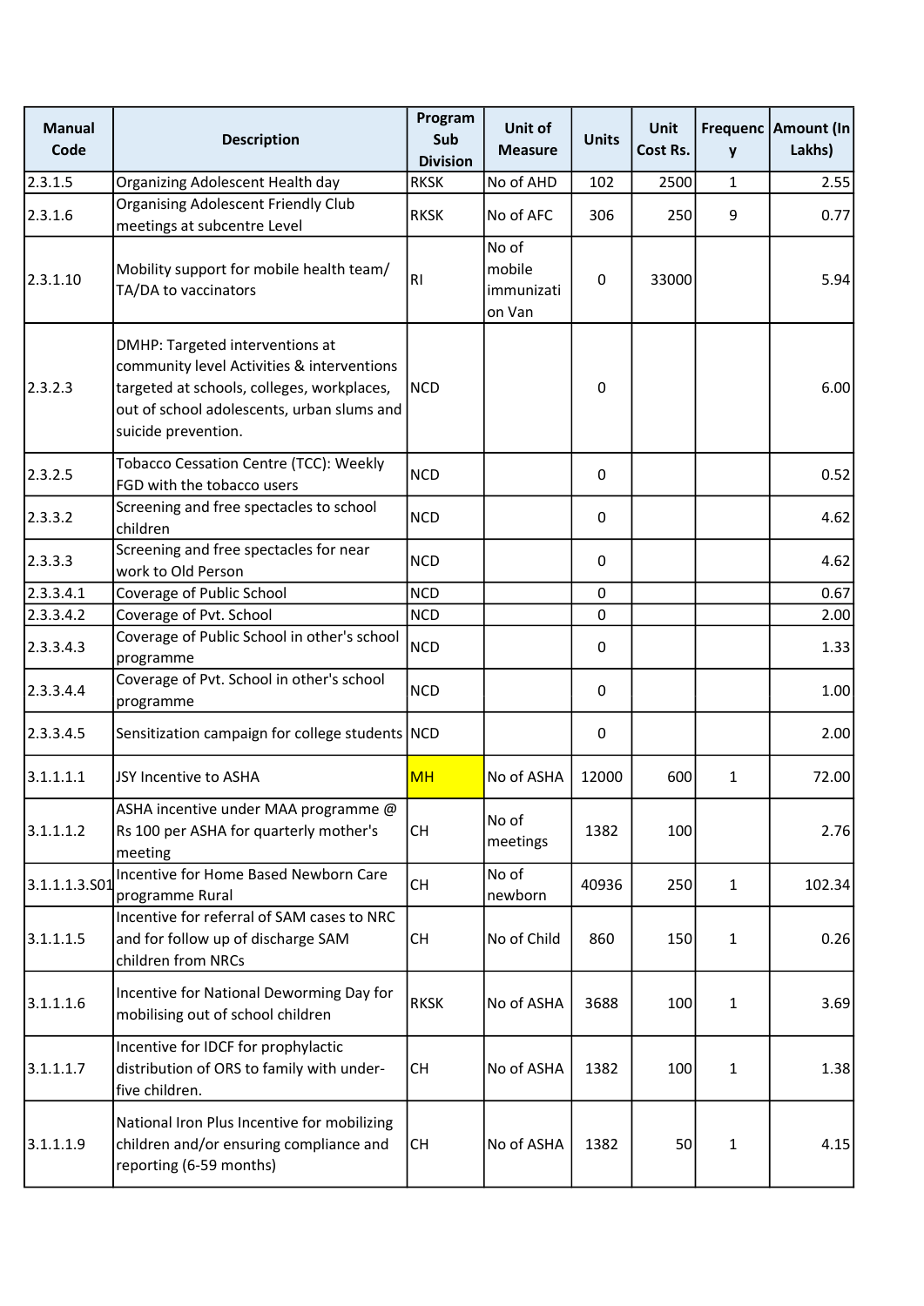| Manual Code | Description | Program Sub Division | Unit of Measure | Units | Unit Cost Rs. | Frequency | Amount (In Lakhs) |
|---|---|---|---|---|---|---|---|
| 2.3.1.5 | Organizing Adolescent Health day | RKSK | No of AHD | 102 | 2500 | 1 | 2.55 |
| 2.3.1.6 | Organising Adolescent Friendly Club meetings at subcentre Level | RKSK | No of AFC | 306 | 250 | 9 | 0.77 |
| 2.3.1.10 | Mobility support for mobile health team/ TA/DA to vaccinators | RI | No of mobile immunization Van | 0 | 33000 | | 5.94 |
| 2.3.2.3 | DMHP: Targeted interventions at community level Activities & interventions targeted at schools, colleges, workplaces, out of school adolescents, urban slums and suicide prevention. | NCD | | 0 | | | 6.00 |
| 2.3.2.5 | Tobacco Cessation Centre (TCC): Weekly FGD with the tobacco users | NCD | | 0 | | | 0.52 |
| 2.3.3.2 | Screening and free spectacles to school children | NCD | | 0 | | | 4.62 |
| 2.3.3.3 | Screening and free spectacles for near work to Old Person | NCD | | 0 | | | 4.62 |
| 2.3.3.4.1 | Coverage of Public School | NCD | | 0 | | | 0.67 |
| 2.3.3.4.2 | Coverage of Pvt. School | NCD | | 0 | | | 2.00 |
| 2.3.3.4.3 | Coverage of Public School in other's school programme | NCD | | 0 | | | 1.33 |
| 2.3.3.4.4 | Coverage of Pvt. School in other's school programme | NCD | | 0 | | | 1.00 |
| 2.3.3.4.5 | Sensitization campaign for college students | NCD | | 0 | | | 2.00 |
| 3.1.1.1.1 | JSY Incentive to ASHA | MH | No of ASHA | 12000 | 600 | 1 | 72.00 |
| 3.1.1.1.2 | ASHA incentive under MAA programme @ Rs 100 per ASHA for quarterly mother's meeting | CH | No of meetings | 1382 | 100 | | 2.76 |
| 3.1.1.1.3.S01 | Incentive for Home Based Newborn Care programme Rural | CH | No of newborn | 40936 | 250 | 1 | 102.34 |
| 3.1.1.1.5 | Incentive for referral of SAM cases to NRC and for follow up of discharge SAM children from NRCs | CH | No of Child | 860 | 150 | 1 | 0.26 |
| 3.1.1.1.6 | Incentive for National Deworming Day for mobilising out of school children | RKSK | No of ASHA | 3688 | 100 | 1 | 3.69 |
| 3.1.1.1.7 | Incentive for IDCF for prophylactic distribution of ORS to family with under-five children. | CH | No of ASHA | 1382 | 100 | 1 | 1.38 |
| 3.1.1.1.9 | National Iron Plus Incentive for mobilizing children and/or ensuring compliance and reporting (6-59 months) | CH | No of ASHA | 1382 | 50 | 1 | 4.15 |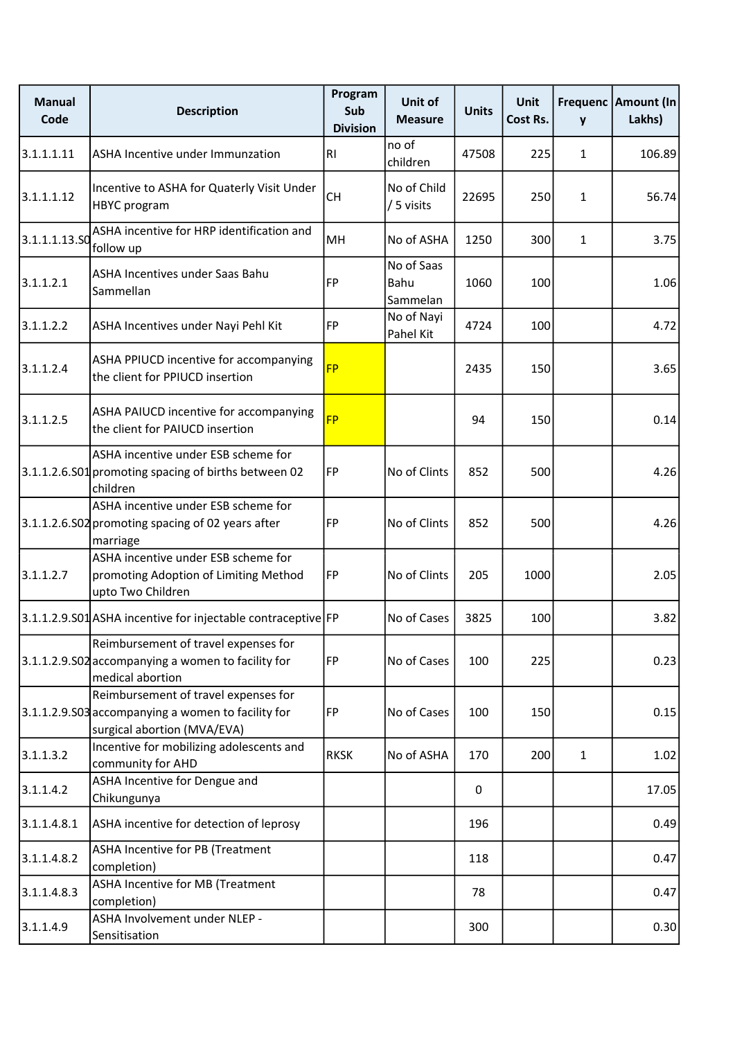| Manual Code | Description | Program Sub Division | Unit of Measure | Units | Unit Cost Rs. | Frequency | Amount (In Lakhs) |
|---|---|---|---|---|---|---|---|
| 3.1.1.1.11 | ASHA Incentive under Immunzation | RI | no of children | 47508 | 225 | 1 | 106.89 |
| 3.1.1.1.12 | Incentive to ASHA for Quaterly Visit Under HBYC program | CH | No of Child / 5 visits | 22695 | 250 | 1 | 56.74 |
| 3.1.1.1.13.S0 | ASHA incentive for HRP identification and follow up | MH | No of ASHA | 1250 | 300 | 1 | 3.75 |
| 3.1.1.2.1 | ASHA Incentives under Saas Bahu Sammellan | FP | No of Saas Bahu Sammelan | 1060 | 100 | | 1.06 |
| 3.1.1.2.2 | ASHA Incentives under Nayi Pehl Kit | FP | No of Nayi Pahel Kit | 4724 | 100 | | 4.72 |
| 3.1.1.2.4 | ASHA PPIUCD incentive for accompanying the client for PPIUCD insertion | FP | | 2435 | 150 | | 3.65 |
| 3.1.1.2.5 | ASHA PAIUCD incentive for accompanying the client for PAIUCD insertion | FP | | 94 | 150 | | 0.14 |
| 3.1.1.2.6.S01 | ASHA incentive under ESB scheme for promoting spacing of births between 02 children | FP | No of Clints | 852 | 500 | | 4.26 |
| 3.1.1.2.6.S02 | ASHA incentive under ESB scheme for promoting spacing of 02 years after marriage | FP | No of Clints | 852 | 500 | | 4.26 |
| 3.1.1.2.7 | ASHA incentive under ESB scheme for promoting Adoption of Limiting Method upto Two Children | FP | No of Clints | 205 | 1000 | | 2.05 |
| 3.1.1.2.9.S01 | ASHA incentive for injectable contraceptive | FP | No of Cases | 3825 | 100 | | 3.82 |
| 3.1.1.2.9.S02 | Reimbursement of travel expenses for accompanying a women to facility for medical abortion | FP | No of Cases | 100 | 225 | | 0.23 |
| 3.1.1.2.9.S03 | Reimbursement of travel expenses for accompanying a women to facility for surgical abortion (MVA/EVA) | FP | No of Cases | 100 | 150 | | 0.15 |
| 3.1.1.3.2 | Incentive for mobilizing adolescents and community for AHD | RKSK | No of ASHA | 170 | 200 | 1 | 1.02 |
| 3.1.1.4.2 | ASHA Incentive for Dengue and Chikungunya | | | 0 | | | 17.05 |
| 3.1.1.4.8.1 | ASHA incentive for detection of leprosy | | | 196 | | | 0.49 |
| 3.1.1.4.8.2 | ASHA Incentive for PB (Treatment completion) | | | 118 | | | 0.47 |
| 3.1.1.4.8.3 | ASHA Incentive for MB (Treatment completion) | | | 78 | | | 0.47 |
| 3.1.1.4.9 | ASHA Involvement under NLEP - Sensitisation | | | 300 | | | 0.30 |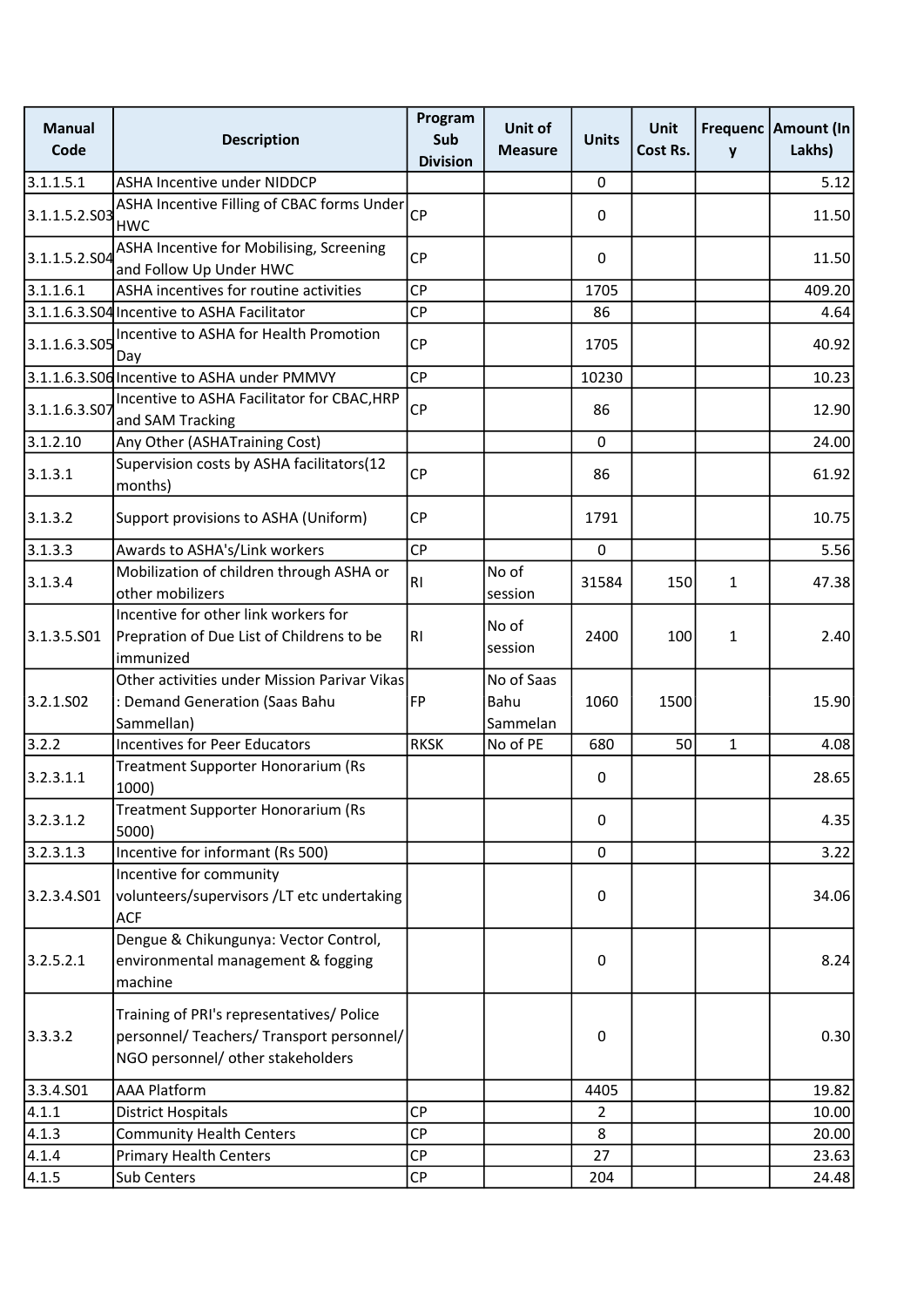| Manual Code | Description | Program Sub Division | Unit of Measure | Units | Unit Cost Rs. | Frequency | Amount (In Lakhs) |
|---|---|---|---|---|---|---|---|
| 3.1.1.5.1 | ASHA Incentive under NIDDCP | | | 0 | | | 5.12 |
| 3.1.1.5.2.S03 | ASHA Incentive Filling of CBAC forms Under HWC | CP | | 0 | | | 11.50 |
| 3.1.1.5.2.S04 | ASHA Incentive for Mobilising, Screening and Follow Up Under HWC | CP | | 0 | | | 11.50 |
| 3.1.1.6.1 | ASHA incentives for routine activities | CP | | 1705 | | | 409.20 |
| 3.1.1.6.3.S04 | Incentive to ASHA Facilitator | CP | | 86 | | | 4.64 |
| 3.1.1.6.3.S05 | Incentive to ASHA for Health Promotion Day | CP | | 1705 | | | 40.92 |
| 3.1.1.6.3.S06 | Incentive to ASHA under PMMVY | CP | | 10230 | | | 10.23 |
| 3.1.1.6.3.S07 | Incentive to ASHA Facilitator for CBAC,HRP and SAM Tracking | CP | | 86 | | | 12.90 |
| 3.1.2.10 | Any Other (ASHATraining Cost) | | | 0 | | | 24.00 |
| 3.1.3.1 | Supervision costs by ASHA facilitators(12 months) | CP | | 86 | | | 61.92 |
| 3.1.3.2 | Support provisions to ASHA (Uniform) | CP | | 1791 | | | 10.75 |
| 3.1.3.3 | Awards to ASHA's/Link workers | CP | | 0 | | | 5.56 |
| 3.1.3.4 | Mobilization of children through ASHA or other mobilizers | RI | No of session | 31584 | 150 | 1 | 47.38 |
| 3.1.3.5.S01 | Incentive for other link workers for Prepration of Due List of Childrens to be immunized | RI | No of session | 2400 | 100 | 1 | 2.40 |
| 3.2.1.S02 | Other activities under Mission Parivar Vikas : Demand Generation (Saas Bahu Sammellan) | FP | No of Saas Bahu Sammelan | 1060 | 1500 | | 15.90 |
| 3.2.2 | Incentives for Peer Educators | RKSK | No of PE | 680 | 50 | 1 | 4.08 |
| 3.2.3.1.1 | Treatment Supporter Honorarium (Rs 1000) | | | 0 | | | 28.65 |
| 3.2.3.1.2 | Treatment Supporter Honorarium (Rs 5000) | | | 0 | | | 4.35 |
| 3.2.3.1.3 | Incentive for informant (Rs 500) | | | 0 | | | 3.22 |
| 3.2.3.4.S01 | Incentive for community volunteers/supervisors /LT etc undertaking ACF | | | 0 | | | 34.06 |
| 3.2.5.2.1 | Dengue & Chikungunya: Vector Control, environmental management & fogging machine | | | 0 | | | 8.24 |
| 3.3.3.2 | Training of PRI's representatives/ Police personnel/ Teachers/ Transport personnel/ NGO personnel/ other stakeholders | | | 0 | | | 0.30 |
| 3.3.4.S01 | AAA Platform | | | 4405 | | | 19.82 |
| 4.1.1 | District Hospitals | CP | | 2 | | | 10.00 |
| 4.1.3 | Community Health Centers | CP | | 8 | | | 20.00 |
| 4.1.4 | Primary Health Centers | CP | | 27 | | | 23.63 |
| 4.1.5 | Sub Centers | CP | | 204 | | | 24.48 |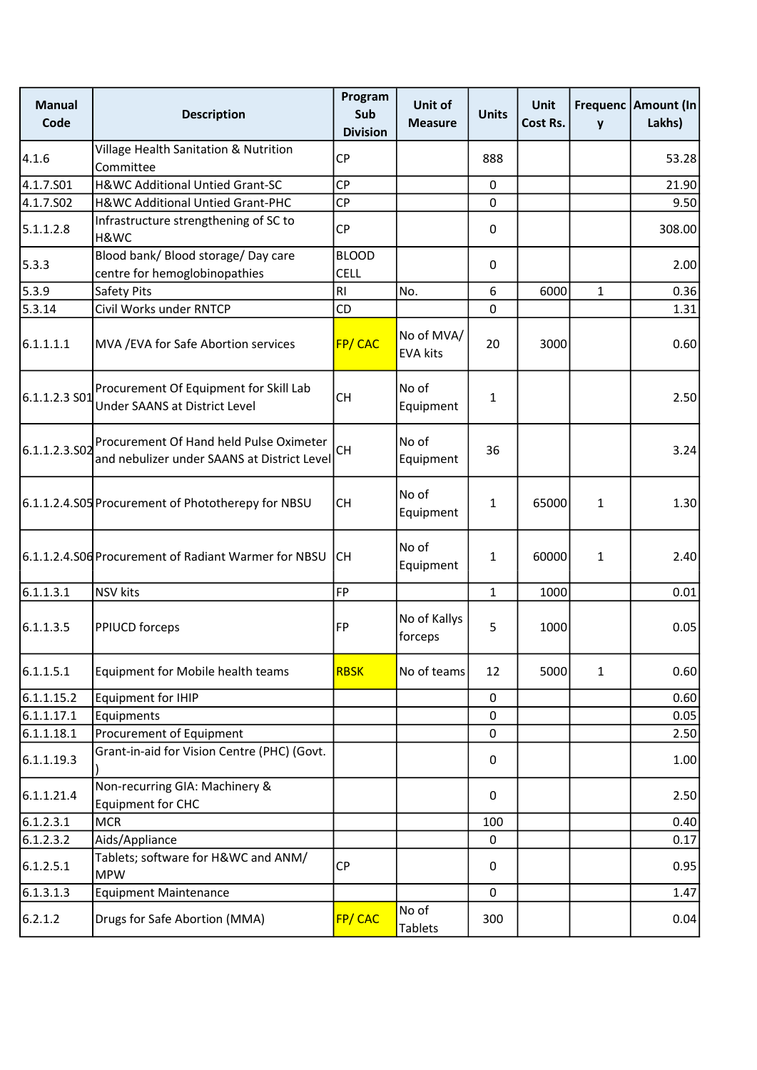| Manual Code | Description | Program Sub Division | Unit of Measure | Units | Unit Cost Rs. | Frequency | Amount (In Lakhs) |
|---|---|---|---|---|---|---|---|
| 4.1.6 | Village Health Sanitation & Nutrition Committee | CP | | 888 | | | 53.28 |
| 4.1.7.S01 | H&WC Additional Untied Grant-SC | CP | | 0 | | | 21.90 |
| 4.1.7.S02 | H&WC Additional Untied Grant-PHC | CP | | 0 | | | 9.50 |
| 5.1.1.2.8 | Infrastructure strengthening of SC to H&WC | CP | | 0 | | | 308.00 |
| 5.3.3 | Blood bank/ Blood storage/ Day care centre for hemoglobinopathies | BLOOD CELL | | 0 | | | 2.00 |
| 5.3.9 | Safety Pits | RI | No. | 6 | 6000 | 1 | 0.36 |
| 5.3.14 | Civil Works under RNTCP | CD | | 0 | | | 1.31 |
| 6.1.1.1.1 | MVA /EVA for Safe Abortion services | FP/ CAC | No of MVA/ EVA kits | 20 | 3000 | | 0.60 |
| 6.1.1.2.3 S01 | Procurement Of Equipment for Skill Lab Under SAANS at District Level | CH | No of Equipment | 1 | | | 2.50 |
| 6.1.1.2.3.S02 | Procurement Of Hand held Pulse Oximeter and nebulizer under SAANS at District Level | CH | No of Equipment | 36 | | | 3.24 |
| 6.1.1.2.4.S05 | Procurement of Phototherepy for NBSU | CH | No of Equipment | 1 | 65000 | 1 | 1.30 |
| 6.1.1.2.4.S06 | Procurement of Radiant Warmer for NBSU | CH | No of Equipment | 1 | 60000 | 1 | 2.40 |
| 6.1.1.3.1 | NSV kits | FP | | 1 | 1000 | | 0.01 |
| 6.1.1.3.5 | PPIUCD forceps | FP | No of Kallys forceps | 5 | 1000 | | 0.05 |
| 6.1.1.5.1 | Equipment for Mobile health teams | RBSK | No of teams | 12 | 5000 | 1 | 0.60 |
| 6.1.1.15.2 | Equipment for IHIP | | | 0 | | | 0.60 |
| 6.1.1.17.1 | Equipments | | | 0 | | | 0.05 |
| 6.1.1.18.1 | Procurement of Equipment | | | 0 | | | 2.50 |
| 6.1.1.19.3 | Grant-in-aid for Vision Centre (PHC) (Govt. ) | | | 0 | | | 1.00 |
| 6.1.1.21.4 | Non-recurring GIA: Machinery & Equipment for CHC | | | 0 | | | 2.50 |
| 6.1.2.3.1 | MCR | | | 100 | | | 0.40 |
| 6.1.2.3.2 | Aids/Appliance | | | 0 | | | 0.17 |
| 6.1.2.5.1 | Tablets; software for H&WC and ANM/ MPW | CP | | 0 | | | 0.95 |
| 6.1.3.1.3 | Equipment Maintenance | | | 0 | | | 1.47 |
| 6.2.1.2 | Drugs for Safe Abortion (MMA) | FP/ CAC | No of Tablets | 300 | | | 0.04 |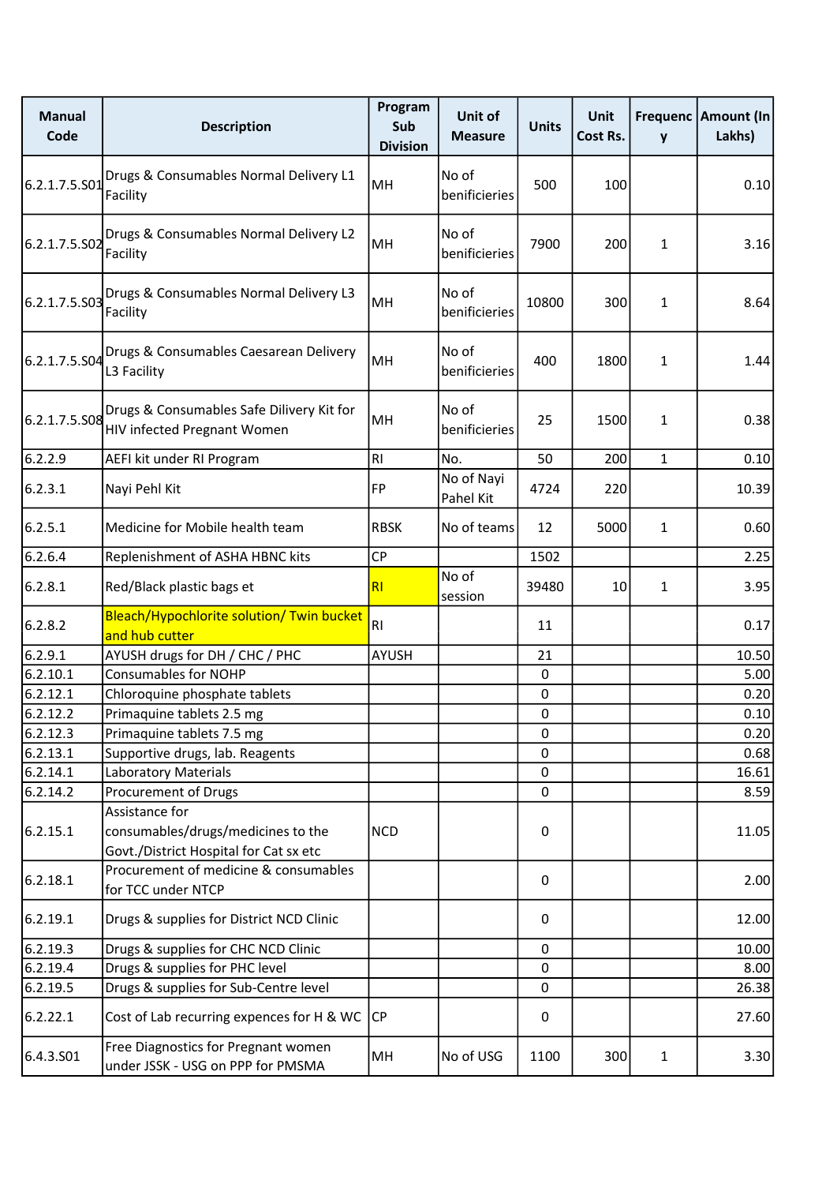| Manual Code | Description | Program Sub Division | Unit of Measure | Units | Unit Cost Rs. | Frequency | Amount (In Lakhs) |
|---|---|---|---|---|---|---|---|
| 6.2.1.7.5.S01 | Drugs & Consumables Normal Delivery L1 Facility | MH | No of benificieries | 500 | 100 | | 0.10 |
| 6.2.1.7.5.S02 | Drugs & Consumables Normal Delivery L2 Facility | MH | No of benificieries | 7900 | 200 | 1 | 3.16 |
| 6.2.1.7.5.S03 | Drugs & Consumables Normal Delivery L3 Facility | MH | No of benificieries | 10800 | 300 | 1 | 8.64 |
| 6.2.1.7.5.S04 | Drugs & Consumables Caesarean Delivery L3 Facility | MH | No of benificieries | 400 | 1800 | 1 | 1.44 |
| 6.2.1.7.5.S08 | Drugs & Consumables Safe Dilivery Kit for HIV infected Pregnant Women | MH | No of benificieries | 25 | 1500 | 1 | 0.38 |
| 6.2.2.9 | AEFI kit under RI Program | RI | No. | 50 | 200 | 1 | 0.10 |
| 6.2.3.1 | Nayi Pehl Kit | FP | No of Nayi Pahel Kit | 4724 | 220 | | 10.39 |
| 6.2.5.1 | Medicine for Mobile health team | RBSK | No of teams | 12 | 5000 | 1 | 0.60 |
| 6.2.6.4 | Replenishment of ASHA HBNC kits | CP | | 1502 | | | 2.25 |
| 6.2.8.1 | Red/Black plastic bags et | RI | No of session | 39480 | 10 | 1 | 3.95 |
| 6.2.8.2 | Bleach/Hypochlorite solution/ Twin bucket and hub cutter | RI | | 11 | | | 0.17 |
| 6.2.9.1 | AYUSH drugs for DH / CHC / PHC | AYUSH | | 21 | | | 10.50 |
| 6.2.10.1 | Consumables for NOHP | | | 0 | | | 5.00 |
| 6.2.12.1 | Chloroquine phosphate tablets | | | 0 | | | 0.20 |
| 6.2.12.2 | Primaquine tablets 2.5 mg | | | 0 | | | 0.10 |
| 6.2.12.3 | Primaquine tablets 7.5 mg | | | 0 | | | 0.20 |
| 6.2.13.1 | Supportive drugs, lab. Reagents | | | 0 | | | 0.68 |
| 6.2.14.1 | Laboratory Materials | | | 0 | | | 16.61 |
| 6.2.14.2 | Procurement of Drugs | | | 0 | | | 8.59 |
| 6.2.15.1 | Assistance for consumables/drugs/medicines to the Govt./District Hospital for Cat sx etc | NCD | | 0 | | | 11.05 |
| 6.2.18.1 | Procurement of medicine & consumables for TCC under NTCP | | | 0 | | | 2.00 |
| 6.2.19.1 | Drugs & supplies for District NCD Clinic | | | 0 | | | 12.00 |
| 6.2.19.3 | Drugs & supplies for CHC NCD Clinic | | | 0 | | | 10.00 |
| 6.2.19.4 | Drugs & supplies for PHC level | | | 0 | | | 8.00 |
| 6.2.19.5 | Drugs & supplies for Sub-Centre level | | | 0 | | | 26.38 |
| 6.2.22.1 | Cost of Lab recurring expences for H & WC | CP | | 0 | | | 27.60 |
| 6.4.3.S01 | Free Diagnostics for Pregnant women under JSSK - USG on PPP for PMSMA | MH | No of USG | 1100 | 300 | 1 | 3.30 |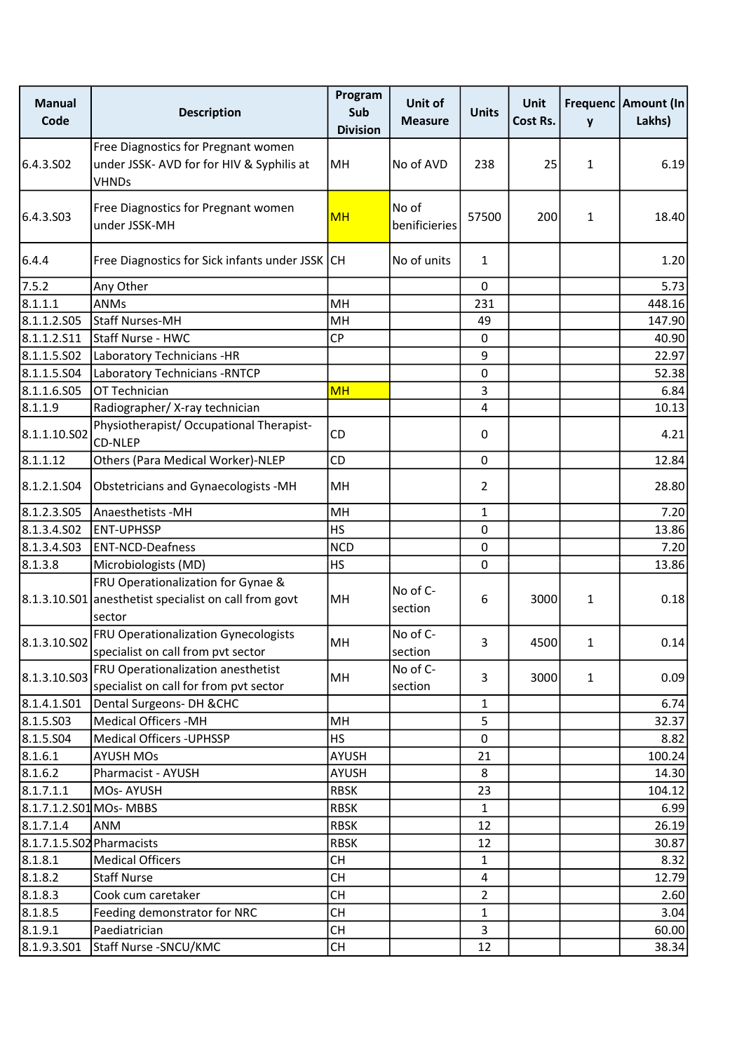| Manual Code | Description | Program Sub Division | Unit of Measure | Units | Unit Cost Rs. | Frequency | Amount (In Lakhs) |
|---|---|---|---|---|---|---|---|
| 6.4.3.S02 | Free Diagnostics for Pregnant women under JSSK- AVD for for HIV & Syphilis at VHNDs | MH | No of AVD | 238 | 25 | 1 | 6.19 |
| 6.4.3.S03 | Free Diagnostics for Pregnant women under JSSK-MH | MH | No of benificieries | 57500 | 200 | 1 | 18.40 |
| 6.4.4 | Free Diagnostics for Sick infants under JSSK | CH | No of units | 1 | | | 1.20 |
| 7.5.2 | Any Other | | | 0 | | | 5.73 |
| 8.1.1.1 | ANMs | MH | | 231 | | | 448.16 |
| 8.1.1.2.S05 | Staff Nurses-MH | MH | | 49 | | | 147.90 |
| 8.1.1.2.S11 | Staff Nurse - HWC | CP | | 0 | | | 40.90 |
| 8.1.1.5.S02 | Laboratory Technicians -HR | | | 9 | | | 22.97 |
| 8.1.1.5.S04 | Laboratory Technicians -RNTCP | | | 0 | | | 52.38 |
| 8.1.1.6.S05 | OT Technician | MH | | 3 | | | 6.84 |
| 8.1.1.9 | Radiographer/ X-ray technician | | | 4 | | | 10.13 |
| 8.1.1.10.S02 | Physiotherapist/ Occupational Therapist-CD-NLEP | CD | | 0 | | | 4.21 |
| 8.1.1.12 | Others (Para Medical Worker)-NLEP | CD | | 0 | | | 12.84 |
| 8.1.2.1.S04 | Obstetricians and Gynaecologists -MH | MH | | 2 | | | 28.80 |
| 8.1.2.3.S05 | Anaesthetists -MH | MH | | 1 | | | 7.20 |
| 8.1.3.4.S02 | ENT-UPHSSP | HS | | 0 | | | 13.86 |
| 8.1.3.4.S03 | ENT-NCD-Deafness | NCD | | 0 | | | 7.20 |
| 8.1.3.8 | Microbiologists (MD) | HS | | 0 | | | 13.86 |
| 8.1.3.10.S01 | FRU Operationalization for Gynae & anesthetist specialist on call from govt sector | MH | No of C-section | 6 | 3000 | 1 | 0.18 |
| 8.1.3.10.S02 | FRU Operationalization Gynecologists specialist on call from pvt sector | MH | No of C-section | 3 | 4500 | 1 | 0.14 |
| 8.1.3.10.S03 | FRU Operationalization anesthetist specialist on call for from pvt sector | MH | No of C-section | 3 | 3000 | 1 | 0.09 |
| 8.1.4.1.S01 | Dental Surgeons- DH &CHC | | | 1 | | | 6.74 |
| 8.1.5.S03 | Medical Officers -MH | MH | | 5 | | | 32.37 |
| 8.1.5.S04 | Medical Officers -UPHSSP | HS | | 0 | | | 8.82 |
| 8.1.6.1 | AYUSH MOs | AYUSH | | 21 | | | 100.24 |
| 8.1.6.2 | Pharmacist - AYUSH | AYUSH | | 8 | | | 14.30 |
| 8.1.7.1.1 | MOs- AYUSH | RBSK | | 23 | | | 104.12 |
| 8.1.7.1.2.S01 | MOs- MBBS | RBSK | | 1 | | | 6.99 |
| 8.1.7.1.4 | ANM | RBSK | | 12 | | | 26.19 |
| 8.1.7.1.5.S02 | Pharmacists | RBSK | | 12 | | | 30.87 |
| 8.1.8.1 | Medical Officers | CH | | 1 | | | 8.32 |
| 8.1.8.2 | Staff Nurse | CH | | 4 | | | 12.79 |
| 8.1.8.3 | Cook cum caretaker | CH | | 2 | | | 2.60 |
| 8.1.8.5 | Feeding demonstrator for NRC | CH | | 1 | | | 3.04 |
| 8.1.9.1 | Paediatrician | CH | | 3 | | | 60.00 |
| 8.1.9.3.S01 | Staff Nurse -SNCU/KMC | CH | | 12 | | | 38.34 |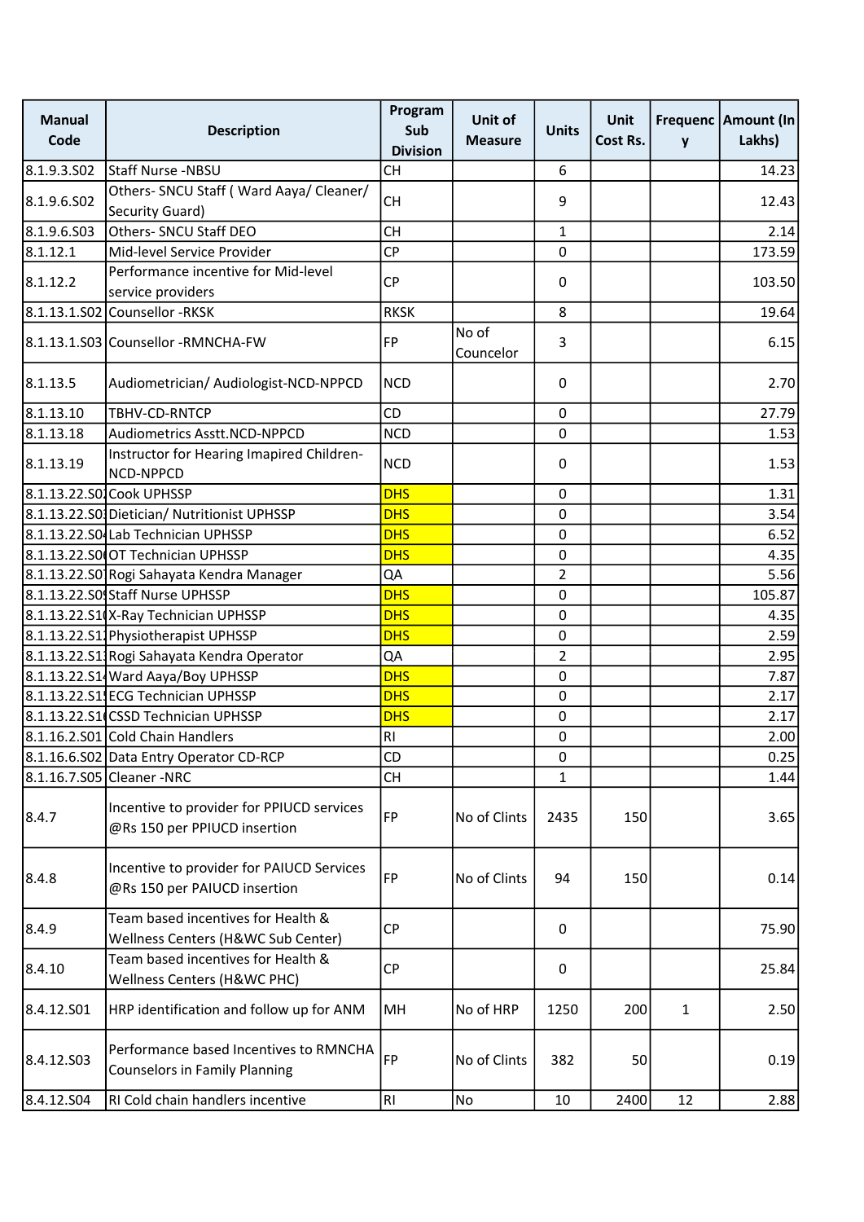| Manual Code | Description | Program Sub Division | Unit of Measure | Units | Unit Cost Rs. | Frequency | Amount (In Lakhs) |
|---|---|---|---|---|---|---|---|
| 8.1.9.3.S02 | Staff Nurse -NBSU | CH | | 6 | | | 14.23 |
| 8.1.9.6.S02 | Others- SNCU Staff ( Ward Aaya/ Cleaner/ Security Guard) | CH | | 9 | | | 12.43 |
| 8.1.9.6.S03 | Others- SNCU Staff DEO | CH | | 1 | | | 2.14 |
| 8.1.12.1 | Mid-level Service Provider | CP | | 0 | | | 173.59 |
| 8.1.12.2 | Performance incentive for Mid-level service providers | CP | | 0 | | | 103.50 |
| 8.1.13.1.S02 | Counsellor -RKSK | RKSK | | 8 | | | 19.64 |
| 8.1.13.1.S03 | Counsellor -RMNCHA-FW | FP | No of Councelor | 3 | | | 6.15 |
| 8.1.13.5 | Audiometrician/ Audiologist-NCD-NPPCD | NCD | | 0 | | | 2.70 |
| 8.1.13.10 | TBHV-CD-RNTCP | CD | | 0 | | | 27.79 |
| 8.1.13.18 | Audiometrics Asstt.NCD-NPPCD | NCD | | 0 | | | 1.53 |
| 8.1.13.19 | Instructor for Hearing Imapired Children-NCD-NPPCD | NCD | | 0 | | | 1.53 |
| 8.1.13.22.S0 | Cook UPHSSP | DHS | | 0 | | | 1.31 |
| 8.1.13.22.S0 | Dietician/ Nutritionist UPHSSP | DHS | | 0 | | | 3.54 |
| 8.1.13.22.S0 | Lab Technician UPHSSP | DHS | | 0 | | | 6.52 |
| 8.1.13.22.S0 | OT Technician UPHSSP | DHS | | 0 | | | 4.35 |
| 8.1.13.22.S0 | Rogi Sahayata Kendra Manager | QA | | 2 | | | 5.56 |
| 8.1.13.22.S0 | Staff Nurse UPHSSP | DHS | | 0 | | | 105.87 |
| 8.1.13.22.S1 | X-Ray Technician UPHSSP | DHS | | 0 | | | 4.35 |
| 8.1.13.22.S1 | Physiotherapist UPHSSP | DHS | | 0 | | | 2.59 |
| 8.1.13.22.S1 | Rogi Sahayata Kendra Operator | QA | | 2 | | | 2.95 |
| 8.1.13.22.S1 | Ward Aaya/Boy UPHSSP | DHS | | 0 | | | 7.87 |
| 8.1.13.22.S1 | ECG Technician UPHSSP | DHS | | 0 | | | 2.17 |
| 8.1.13.22.S1 | CSSD Technician UPHSSP | DHS | | 0 | | | 2.17 |
| 8.1.16.2.S01 | Cold Chain Handlers | RI | | 0 | | | 2.00 |
| 8.1.16.6.S02 | Data Entry Operator CD-RCP | CD | | 0 | | | 0.25 |
| 8.1.16.7.S05 | Cleaner -NRC | CH | | 1 | | | 1.44 |
| 8.4.7 | Incentive to provider for PPIUCD services @Rs 150 per PPIUCD insertion | FP | No of Clints | 2435 | 150 | | 3.65 |
| 8.4.8 | Incentive to provider for PAIUCD Services @Rs 150 per PAIUCD insertion | FP | No of Clints | 94 | 150 | | 0.14 |
| 8.4.9 | Team based incentives for Health & Wellness Centers (H&WC Sub Center) | CP | | 0 | | | 75.90 |
| 8.4.10 | Team based incentives for Health & Wellness Centers (H&WC PHC) | CP | | 0 | | | 25.84 |
| 8.4.12.S01 | HRP identification and follow up for ANM | MH | No of HRP | 1250 | 200 | 1 | 2.50 |
| 8.4.12.S03 | Performance based Incentives to RMNCHA Counselors in Family Planning | FP | No of Clints | 382 | 50 | | 0.19 |
| 8.4.12.S04 | RI Cold chain handlers incentive | RI | No | 10 | 2400 | 12 | 2.88 |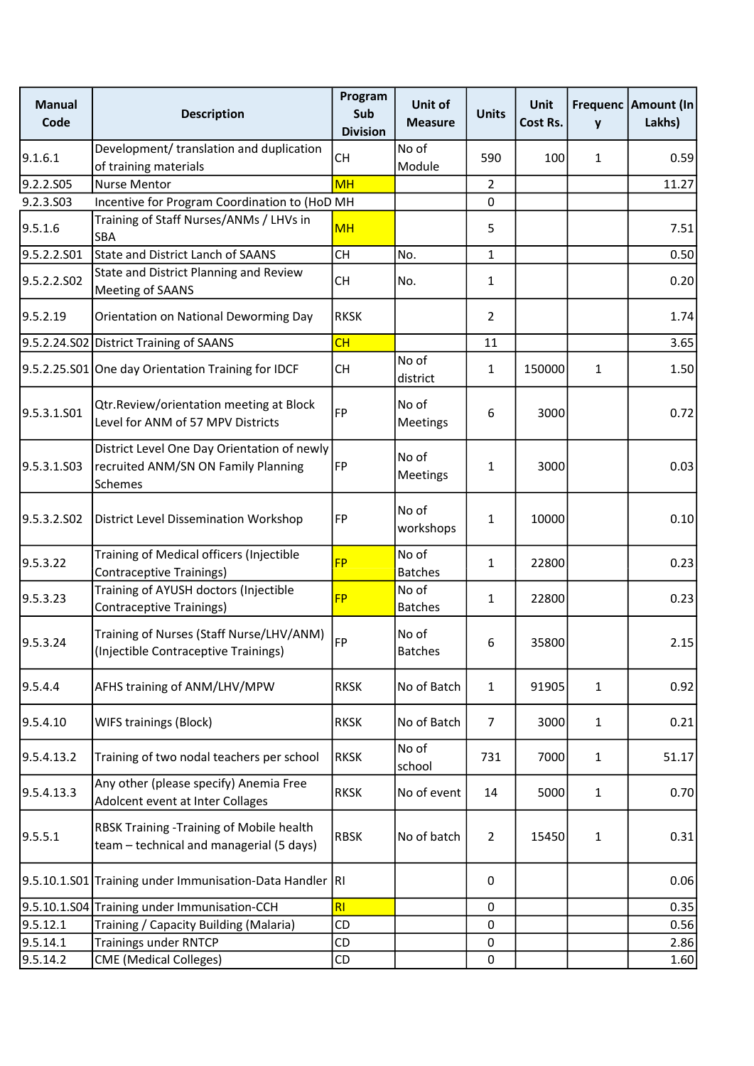| Manual Code | Description | Program Sub Division | Unit of Measure | Units | Unit Cost Rs. | Frequency | Amount (In Lakhs) |
|---|---|---|---|---|---|---|---|
| 9.1.6.1 | Development/ translation and duplication of training materials | CH | No of Module | 590 | 100 | 1 | 0.59 |
| 9.2.2.S05 | Nurse Mentor | MH | | 2 | | | 11.27 |
| 9.2.3.S03 | Incentive for Program Coordination to (HoD | MH | | 0 | | | |
| 9.5.1.6 | Training of Staff Nurses/ANMs / LHVs in SBA | MH | | 5 | | | 7.51 |
| 9.5.2.2.S01 | State and District Lanch of SAANS | CH | No. | 1 | | | 0.50 |
| 9.5.2.2.S02 | State and District Planning and Review Meeting of SAANS | CH | No. | 1 | | | 0.20 |
| 9.5.2.19 | Orientation on National Deworming Day | RKSK | | 2 | | | 1.74 |
| 9.5.2.24.S02 | District Training of SAANS | CH | | 11 | | | 3.65 |
| 9.5.2.25.S01 | One day Orientation Training for IDCF | CH | No of district | 1 | 150000 | 1 | 1.50 |
| 9.5.3.1.S01 | Qtr.Review/orientation meeting at Block Level for ANM of 57 MPV Districts | FP | No of Meetings | 6 | 3000 | | 0.72 |
| 9.5.3.1.S03 | District Level One Day Orientation of newly recruited ANM/SN ON Family Planning Schemes | FP | No of Meetings | 1 | 3000 | | 0.03 |
| 9.5.3.2.S02 | District Level Dissemination Workshop | FP | No of workshops | 1 | 10000 | | 0.10 |
| 9.5.3.22 | Training of Medical officers (Injectible Contraceptive Trainings) | FP | No of Batches | 1 | 22800 | | 0.23 |
| 9.5.3.23 | Training of AYUSH doctors (Injectible Contraceptive Trainings) | FP | No of Batches | 1 | 22800 | | 0.23 |
| 9.5.3.24 | Training of Nurses (Staff Nurse/LHV/ANM) (Injectible Contraceptive Trainings) | FP | No of Batches | 6 | 35800 | | 2.15 |
| 9.5.4.4 | AFHS training of ANM/LHV/MPW | RKSK | No of Batch | 1 | 91905 | 1 | 0.92 |
| 9.5.4.10 | WIFS trainings (Block) | RKSK | No of Batch | 7 | 3000 | 1 | 0.21 |
| 9.5.4.13.2 | Training of two nodal teachers per school | RKSK | No of school | 731 | 7000 | 1 | 51.17 |
| 9.5.4.13.3 | Any other (please specify) Anemia Free Adolcent event at Inter Collages | RKSK | No of event | 14 | 5000 | 1 | 0.70 |
| 9.5.5.1 | RBSK Training -Training of Mobile health team – technical and managerial (5 days) | RBSK | No of batch | 2 | 15450 | 1 | 0.31 |
| 9.5.10.1.S01 | Training under Immunisation-Data Handler | RI | | 0 | | | 0.06 |
| 9.5.10.1.S04 | Training under Immunisation-CCH | RI | | 0 | | | 0.35 |
| 9.5.12.1 | Training / Capacity Building (Malaria) | CD | | 0 | | | 0.56 |
| 9.5.14.1 | Trainings under RNTCP | CD | | 0 | | | 2.86 |
| 9.5.14.2 | CME (Medical Colleges) | CD | | 0 | | | 1.60 |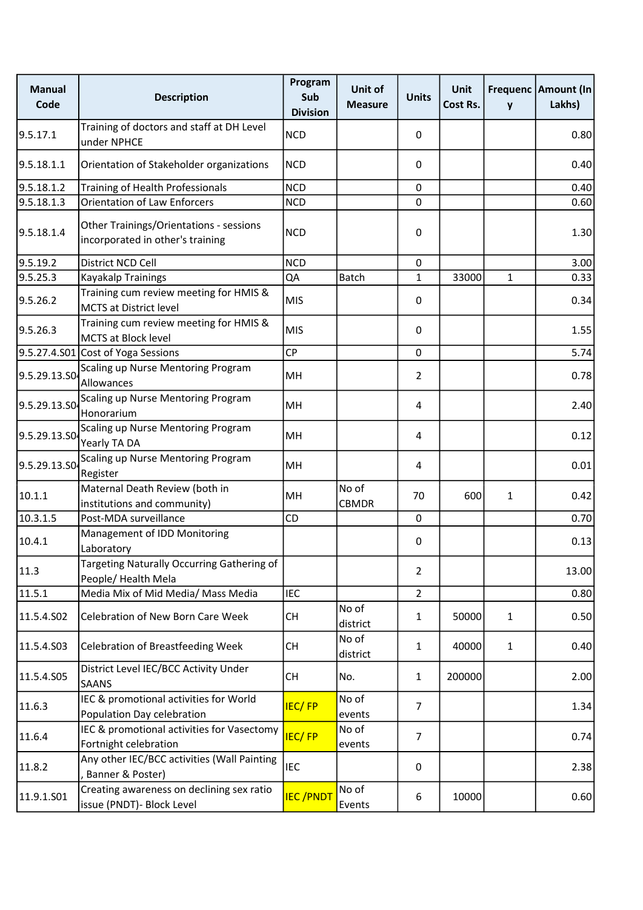| Manual Code | Description | Program Sub Division | Unit of Measure | Units | Unit Cost Rs. | Frequency | Amount (In Lakhs) |
|---|---|---|---|---|---|---|---|
| 9.5.17.1 | Training of doctors and staff at DH Level under NPHCE | NCD | | 0 | | | 0.80 |
| 9.5.18.1.1 | Orientation of Stakeholder organizations | NCD | | 0 | | | 0.40 |
| 9.5.18.1.2 | Training of Health Professionals | NCD | | 0 | | | 0.40 |
| 9.5.18.1.3 | Orientation of Law Enforcers | NCD | | 0 | | | 0.60 |
| 9.5.18.1.4 | Other Trainings/Orientations - sessions incorporated in other's training | NCD | | 0 | | | 1.30 |
| 9.5.19.2 | District NCD Cell | NCD | | 0 | | | 3.00 |
| 9.5.25.3 | Kayakalp Trainings | QA | Batch | 1 | 33000 | 1 | 0.33 |
| 9.5.26.2 | Training cum review meeting for HMIS & MCTS at District level | MIS | | 0 | | | 0.34 |
| 9.5.26.3 | Training cum review meeting for HMIS & MCTS at Block level | MIS | | 0 | | | 1.55 |
| 9.5.27.4.S01 | Cost of Yoga Sessions | CP | | 0 | | | 5.74 |
| 9.5.29.13.S0 | Scaling up Nurse Mentoring Program Allowances | MH | | 2 | | | 0.78 |
| 9.5.29.13.S0 | Scaling up Nurse Mentoring Program Honorarium | MH | | 4 | | | 2.40 |
| 9.5.29.13.S0 | Scaling up Nurse Mentoring Program Yearly TA DA | MH | | 4 | | | 0.12 |
| 9.5.29.13.S0 | Scaling up Nurse Mentoring Program Register | MH | | 4 | | | 0.01 |
| 10.1.1 | Maternal Death Review (both in institutions and community) | MH | No of CBMDR | 70 | 600 | 1 | 0.42 |
| 10.3.1.5 | Post-MDA surveillance | CD | | 0 | | | 0.70 |
| 10.4.1 | Management of IDD Monitoring Laboratory | | | 0 | | | 0.13 |
| 11.3 | Targeting Naturally Occurring Gathering of People/ Health Mela | | | 2 | | | 13.00 |
| 11.5.1 | Media Mix of Mid Media/ Mass Media | IEC | | 2 | | | 0.80 |
| 11.5.4.S02 | Celebration of New Born Care Week | CH | No of district | 1 | 50000 | 1 | 0.50 |
| 11.5.4.S03 | Celebration of Breastfeeding Week | CH | No of district | 1 | 40000 | 1 | 0.40 |
| 11.5.4.S05 | District Level IEC/BCC Activity Under SAANS | CH | No. | 1 | 200000 | | 2.00 |
| 11.6.3 | IEC & promotional activities for World Population Day celebration | IEC/ FP | No of events | 7 | | | 1.34 |
| 11.6.4 | IEC & promotional activities for Vasectomy Fortnight celebration | IEC/ FP | No of events | 7 | | | 0.74 |
| 11.8.2 | Any other IEC/BCC activities (Wall Painting , Banner & Poster) | IEC | | 0 | | | 2.38 |
| 11.9.1.S01 | Creating awareness on declining sex ratio issue (PNDT)- Block Level | IEC /PNDT | No of Events | 6 | 10000 | | 0.60 |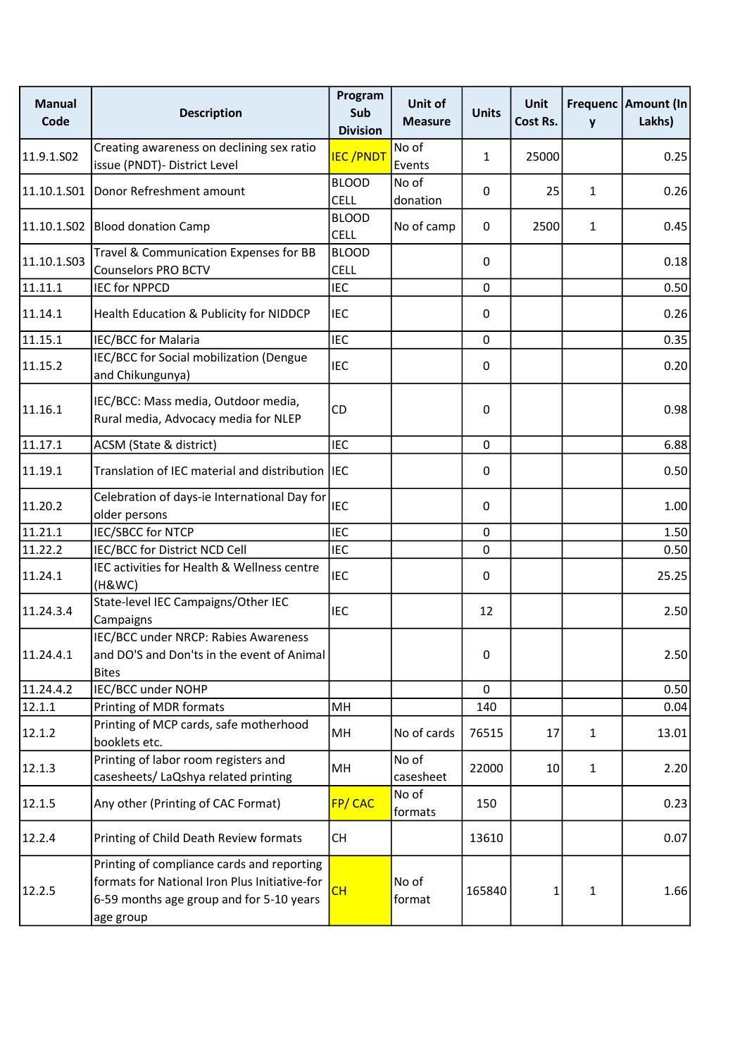| Manual Code | Description | Program Sub Division | Unit of Measure | Units | Unit Cost Rs. | Frequency | Amount (In Lakhs) |
|---|---|---|---|---|---|---|---|
| 11.9.1.S02 | Creating awareness on declining sex ratio issue (PNDT)- District Level | IEC /PNDT | No of Events | 1 | 25000 | | 0.25 |
| 11.10.1.S01 | Donor Refreshment amount | BLOOD CELL | No of donation | 0 | 25 | 1 | 0.26 |
| 11.10.1.S02 | Blood donation Camp | BLOOD CELL | No of camp | 0 | 2500 | 1 | 0.45 |
| 11.10.1.S03 | Travel & Communication Expenses for BB Counselors PRO BCTV | BLOOD CELL | | 0 | | | 0.18 |
| 11.11.1 | IEC for NPPCD | IEC | | 0 | | | 0.50 |
| 11.14.1 | Health Education & Publicity for NIDDCP | IEC | | 0 | | | 0.26 |
| 11.15.1 | IEC/BCC for Malaria | IEC | | 0 | | | 0.35 |
| 11.15.2 | IEC/BCC for Social mobilization (Dengue and Chikungunya) | IEC | | 0 | | | 0.20 |
| 11.16.1 | IEC/BCC: Mass media, Outdoor media, Rural media, Advocacy media for NLEP | CD | | 0 | | | 0.98 |
| 11.17.1 | ACSM (State & district) | IEC | | 0 | | | 6.88 |
| 11.19.1 | Translation of IEC material and distribution | IEC | | 0 | | | 0.50 |
| 11.20.2 | Celebration of days-ie International Day for older persons | IEC | | 0 | | | 1.00 |
| 11.21.1 | IEC/SBCC for NTCP | IEC | | 0 | | | 1.50 |
| 11.22.2 | IEC/BCC for District NCD Cell | IEC | | 0 | | | 0.50 |
| 11.24.1 | IEC activities for Health & Wellness centre (H&WC) | IEC | | 0 | | | 25.25 |
| 11.24.3.4 | State-level IEC Campaigns/Other IEC Campaigns | IEC | | 12 | | | 2.50 |
| 11.24.4.1 | IEC/BCC under NRCP: Rabies Awareness and DO'S and Don'ts in the event of Animal Bites | | | 0 | | | 2.50 |
| 11.24.4.2 | IEC/BCC under NOHP | | | 0 | | | 0.50 |
| 12.1.1 | Printing of MDR formats | MH | | 140 | | | 0.04 |
| 12.1.2 | Printing of MCP cards, safe motherhood booklets etc. | MH | No of cards | 76515 | 17 | 1 | 13.01 |
| 12.1.3 | Printing of labor room registers and casesheets/ LaQshya related printing | MH | No of casesheet | 22000 | 10 | 1 | 2.20 |
| 12.1.5 | Any other (Printing of CAC Format) | FP/ CAC | No of formats | 150 | | | 0.23 |
| 12.2.4 | Printing of Child Death Review formats | CH | | 13610 | | | 0.07 |
| 12.2.5 | Printing of compliance cards and reporting formats for National Iron Plus Initiative-for 6-59 months age group and for 5-10 years age group | CH | No of format | 165840 | 1 | 1 | 1.66 |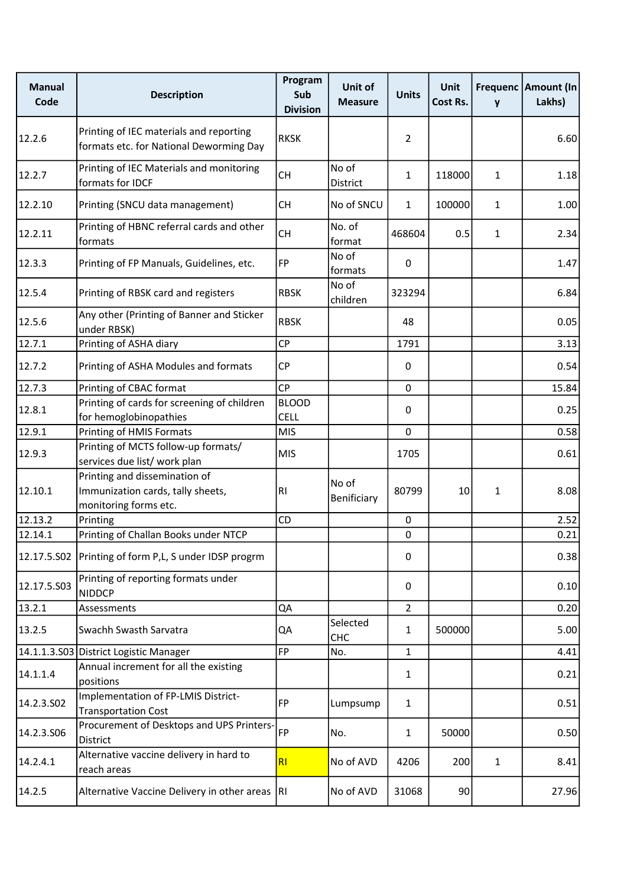| Manual Code | Description | Program Sub Division | Unit of Measure | Units | Unit Cost Rs. | Frequency | Amount (In Lakhs) |
|---|---|---|---|---|---|---|---|
| 12.2.6 | Printing of IEC materials and reporting formats etc. for National Deworming Day | RKSK | | 2 | | | 6.60 |
| 12.2.7 | Printing of IEC Materials and monitoring formats for IDCF | CH | No of District | 1 | 118000 | 1 | 1.18 |
| 12.2.10 | Printing (SNCU data management) | CH | No of SNCU | 1 | 100000 | 1 | 1.00 |
| 12.2.11 | Printing of HBNC referral cards and other formats | CH | No. of format | 468604 | 0.5 | 1 | 2.34 |
| 12.3.3 | Printing of FP Manuals, Guidelines, etc. | FP | No of formats | 0 | | | 1.47 |
| 12.5.4 | Printing of RBSK card and registers | RBSK | No of children | 323294 | | | 6.84 |
| 12.5.6 | Any other (Printing of Banner and Sticker under RBSK) | RBSK | | 48 | | | 0.05 |
| 12.7.1 | Printing of ASHA diary | CP | | 1791 | | | 3.13 |
| 12.7.2 | Printing of ASHA Modules and formats | CP | | 0 | | | 0.54 |
| 12.7.3 | Printing of CBAC format | CP | | 0 | | | 15.84 |
| 12.8.1 | Printing of cards for screening of children for hemoglobinopathies | BLOOD CELL | | 0 | | | 0.25 |
| 12.9.1 | Printing of HMIS Formats | MIS | | 0 | | | 0.58 |
| 12.9.3 | Printing of MCTS follow-up formats/ services due list/ work plan | MIS | | 1705 | | | 0.61 |
| 12.10.1 | Printing and dissemination of Immunization cards, tally sheets, monitoring forms etc. | RI | No of Benificiary | 80799 | 10 | 1 | 8.08 |
| 12.13.2 | Printing | CD | | 0 | | | 2.52 |
| 12.14.1 | Printing of Challan Books under NTCP | | | 0 | | | 0.21 |
| 12.17.5.S02 | Printing of form P,L, S under IDSP progrm | | | 0 | | | 0.38 |
| 12.17.5.S03 | Printing of reporting formats under NIDDCP | | | 0 | | | 0.10 |
| 13.2.1 | Assessments | QA | | 2 | | | 0.20 |
| 13.2.5 | Swachh Swasth Sarvatra | QA | Selected CHC | 1 | 500000 | | 5.00 |
| 14.1.1.3.S03 | District Logistic Manager | FP | No. | 1 | | | 4.41 |
| 14.1.1.4 | Annual increment for all the existing positions | | | 1 | | | 0.21 |
| 14.2.3.S02 | Implementation of FP-LMIS District-Transportation Cost | FP | Lumpsump | 1 | | | 0.51 |
| 14.2.3.S06 | Procurement of Desktops and UPS Printers-District | FP | No. | 1 | 50000 | | 0.50 |
| 14.2.4.1 | Alternative vaccine delivery in hard to reach areas | RI | No of AVD | 4206 | 200 | 1 | 8.41 |
| 14.2.5 | Alternative Vaccine Delivery in other areas | RI | No of AVD | 31068 | 90 | | 27.96 |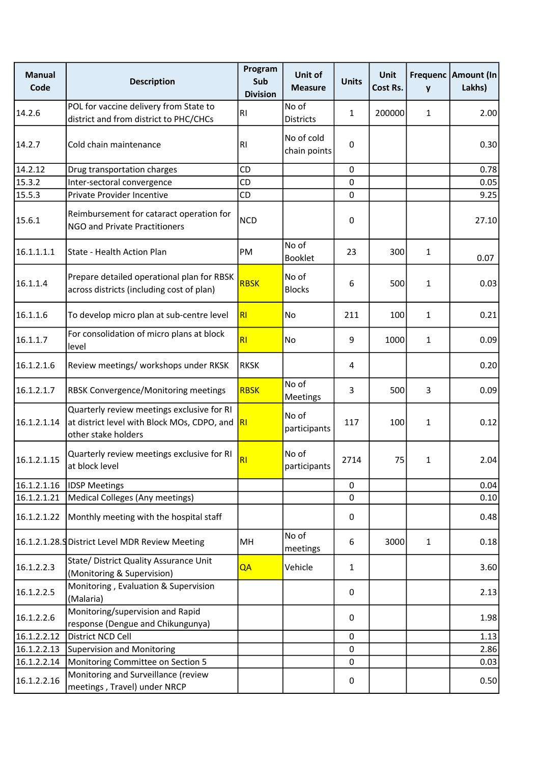| Manual Code | Description | Program Sub Division | Unit of Measure | Units | Unit Cost Rs. | Frequency | Amount (In Lakhs) |
|---|---|---|---|---|---|---|---|
| 14.2.6 | POL for vaccine delivery from State to district and from district to PHC/CHCs | RI | No of Districts | 1 | 200000 | 1 | 2.00 |
| 14.2.7 | Cold chain maintenance | RI | No of cold chain points | 0 | | | 0.30 |
| 14.2.12 | Drug transportation charges | CD | | 0 | | | 0.78 |
| 15.3.2 | Inter-sectoral convergence | CD | | 0 | | | 0.05 |
| 15.5.3 | Private Provider Incentive | CD | | 0 | | | 9.25 |
| 15.6.1 | Reimbursement for cataract operation for NGO and Private Practitioners | NCD | | 0 | | | 27.10 |
| 16.1.1.1.1 | State - Health Action Plan | PM | No of Booklet | 23 | 300 | 1 | 0.07 |
| 16.1.1.4 | Prepare detailed operational plan for RBSK across districts (including cost of plan) | RBSK | No of Blocks | 6 | 500 | 1 | 0.03 |
| 16.1.1.6 | To develop micro plan at sub-centre level | RI | No | 211 | 100 | 1 | 0.21 |
| 16.1.1.7 | For consolidation of micro plans at block level | RI | No | 9 | 1000 | 1 | 0.09 |
| 16.1.2.1.6 | Review meetings/ workshops under RKSK | RKSK | | 4 | | | 0.20 |
| 16.1.2.1.7 | RBSK Convergence/Monitoring meetings | RBSK | No of Meetings | 3 | 500 | 3 | 0.09 |
| 16.1.2.1.14 | Quarterly review meetings exclusive for RI at district level with Block MOs, CDPO, and other stake holders | RI | No of participants | 117 | 100 | 1 | 0.12 |
| 16.1.2.1.15 | Quarterly review meetings exclusive for RI at block level | RI | No of participants | 2714 | 75 | 1 | 2.04 |
| 16.1.2.1.16 | IDSP Meetings | | | 0 | | | 0.04 |
| 16.1.2.1.21 | Medical Colleges (Any meetings) | | | 0 | | | 0.10 |
| 16.1.2.1.22 | Monthly meeting with the hospital staff | | | 0 | | | 0.48 |
| 16.1.2.1.28.S | District Level MDR Review Meeting | MH | No of meetings | 6 | 3000 | 1 | 0.18 |
| 16.1.2.2.3 | State/ District Quality Assurance Unit (Monitoring & Supervision) | QA | Vehicle | 1 | | | 3.60 |
| 16.1.2.2.5 | Monitoring , Evaluation & Supervision (Malaria) | | | 0 | | | 2.13 |
| 16.1.2.2.6 | Monitoring/supervision and Rapid response (Dengue and Chikungunya) | | | 0 | | | 1.98 |
| 16.1.2.2.12 | District NCD Cell | | | 0 | | | 1.13 |
| 16.1.2.2.13 | Supervision and Monitoring | | | 0 | | | 2.86 |
| 16.1.2.2.14 | Monitoring Committee on Section 5 | | | 0 | | | 0.03 |
| 16.1.2.2.16 | Monitoring and Surveillance (review meetings , Travel) under NRCP | | | 0 | | | 0.50 |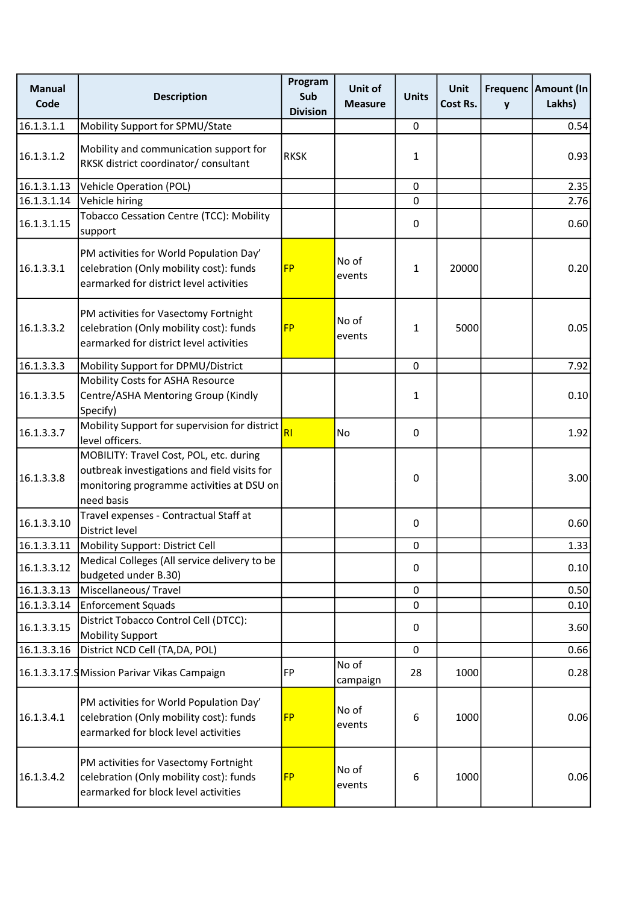| Manual Code | Description | Program Sub Division | Unit of Measure | Units | Unit Cost Rs. | Frequency | Amount (In Lakhs) |
|---|---|---|---|---|---|---|---|
| 16.1.3.1.1 | Mobility Support for SPMU/State | | | 0 | | | 0.54 |
| 16.1.3.1.2 | Mobility and communication support for RKSK district coordinator/ consultant | RKSK | | 1 | | | 0.93 |
| 16.1.3.1.13 | Vehicle Operation (POL) | | | 0 | | | 2.35 |
| 16.1.3.1.14 | Vehicle hiring | | | 0 | | | 2.76 |
| 16.1.3.1.15 | Tobacco Cessation Centre (TCC): Mobility support | | | 0 | | | 0.60 |
| 16.1.3.3.1 | PM activities for World Population Day' celebration (Only mobility cost): funds earmarked for district level activities | FP | No of events | 1 | 20000 | | 0.20 |
| 16.1.3.3.2 | PM activities for Vasectomy Fortnight celebration (Only mobility cost): funds earmarked for district level activities | FP | No of events | 1 | 5000 | | 0.05 |
| 16.1.3.3.3 | Mobility Support for DPMU/District | | | 0 | | | 7.92 |
| 16.1.3.3.5 | Mobility Costs for ASHA Resource Centre/ASHA Mentoring Group (Kindly Specify) | | | 1 | | | 0.10 |
| 16.1.3.3.7 | Mobility Support for supervision for district level officers. | RI | No | 0 | | | 1.92 |
| 16.1.3.3.8 | MOBILITY: Travel Cost, POL, etc. during outbreak investigations and field visits for monitoring programme activities at DSU on need basis | | | 0 | | | 3.00 |
| 16.1.3.3.10 | Travel expenses - Contractual Staff at District level | | | 0 | | | 0.60 |
| 16.1.3.3.11 | Mobility Support: District Cell | | | 0 | | | 1.33 |
| 16.1.3.3.12 | Medical Colleges (All service delivery to be budgeted under B.30) | | | 0 | | | 0.10 |
| 16.1.3.3.13 | Miscellaneous/ Travel | | | 0 | | | 0.50 |
| 16.1.3.3.14 | Enforcement Squads | | | 0 | | | 0.10 |
| 16.1.3.3.15 | District Tobacco Control Cell (DTCC): Mobility Support | | | 0 | | | 3.60 |
| 16.1.3.3.16 | District NCD Cell (TA,DA, POL) | | | 0 | | | 0.66 |
| 16.1.3.3.17.S | Mission Parivar Vikas Campaign | FP | No of campaign | 28 | 1000 | | 0.28 |
| 16.1.3.4.1 | PM activities for World Population Day' celebration (Only mobility cost): funds earmarked for block level activities | FP | No of events | 6 | 1000 | | 0.06 |
| 16.1.3.4.2 | PM activities for Vasectomy Fortnight celebration (Only mobility cost): funds earmarked for block level activities | FP | No of events | 6 | 1000 | | 0.06 |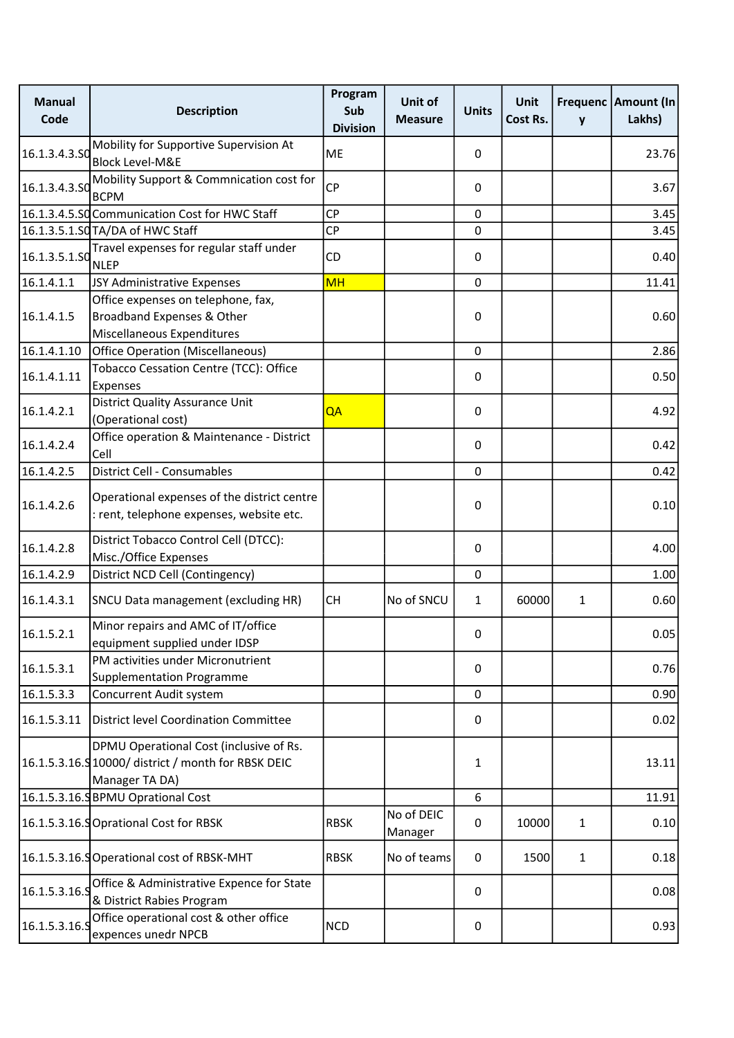| Manual Code | Description | Program Sub Division | Unit of Measure | Units | Unit Cost Rs. | Frequency | Amount (In Lakhs) |
|---|---|---|---|---|---|---|---|
| 16.1.3.4.3.S0 | Mobility for Supportive Supervision At Block Level-M&E | ME | | 0 | | | 23.76 |
| 16.1.3.4.3.S0 | Mobility Support & Commnication cost for BCPM | CP | | 0 | | | 3.67 |
| 16.1.3.4.5.S0 | Communication Cost for HWC Staff | CP | | 0 | | | 3.45 |
| 16.1.3.5.1.S0 | TA/DA of HWC Staff | CP | | 0 | | | 3.45 |
| 16.1.3.5.1.S0 | Travel expenses for regular staff under NLEP | CD | | 0 | | | 0.40 |
| 16.1.4.1.1 | JSY Administrative Expenses | MH | | 0 | | | 11.41 |
| 16.1.4.1.5 | Office expenses on telephone, fax, Broadband Expenses & Other Miscellaneous Expenditures | | | 0 | | | 0.60 |
| 16.1.4.1.10 | Office Operation (Miscellaneous) | | | 0 | | | 2.86 |
| 16.1.4.1.11 | Tobacco Cessation Centre (TCC): Office Expenses | | | 0 | | | 0.50 |
| 16.1.4.2.1 | District Quality Assurance Unit (Operational cost) | QA | | 0 | | | 4.92 |
| 16.1.4.2.4 | Office operation & Maintenance - District Cell | | | 0 | | | 0.42 |
| 16.1.4.2.5 | District Cell - Consumables | | | 0 | | | 0.42 |
| 16.1.4.2.6 | Operational expenses of the district centre : rent, telephone expenses, website etc. | | | 0 | | | 0.10 |
| 16.1.4.2.8 | District Tobacco Control Cell (DTCC): Misc./Office Expenses | | | 0 | | | 4.00 |
| 16.1.4.2.9 | District NCD Cell (Contingency) | | | 0 | | | 1.00 |
| 16.1.4.3.1 | SNCU Data management (excluding HR) | CH | No of SNCU | 1 | 60000 | 1 | 0.60 |
| 16.1.5.2.1 | Minor repairs and AMC of IT/office equipment supplied under IDSP | | | 0 | | | 0.05 |
| 16.1.5.3.1 | PM activities under Micronutrient Supplementation Programme | | | 0 | | | 0.76 |
| 16.1.5.3.3 | Concurrent Audit system | | | 0 | | | 0.90 |
| 16.1.5.3.11 | District level Coordination Committee | | | 0 | | | 0.02 |
| 16.1.5.3.16.S | DPMU Operational Cost (inclusive of Rs. 10000/ district / month for RBSK DEIC Manager TA DA) | | | 1 | | | 13.11 |
| 16.1.5.3.16.S | BPMU Oprational Cost | | | 6 | | | 11.91 |
| 16.1.5.3.16.S | Oprational Cost for RBSK | RBSK | No of DEIC Manager | 0 | 10000 | 1 | 0.10 |
| 16.1.5.3.16.S | Operational cost of RBSK-MHT | RBSK | No of teams | 0 | 1500 | 1 | 0.18 |
| 16.1.5.3.16.S | Office & Administrative Expence for State & District Rabies Program | | | 0 | | | 0.08 |
| 16.1.5.3.16.S | Office operational cost & other office expences unedr NPCB | NCD | | 0 | | | 0.93 |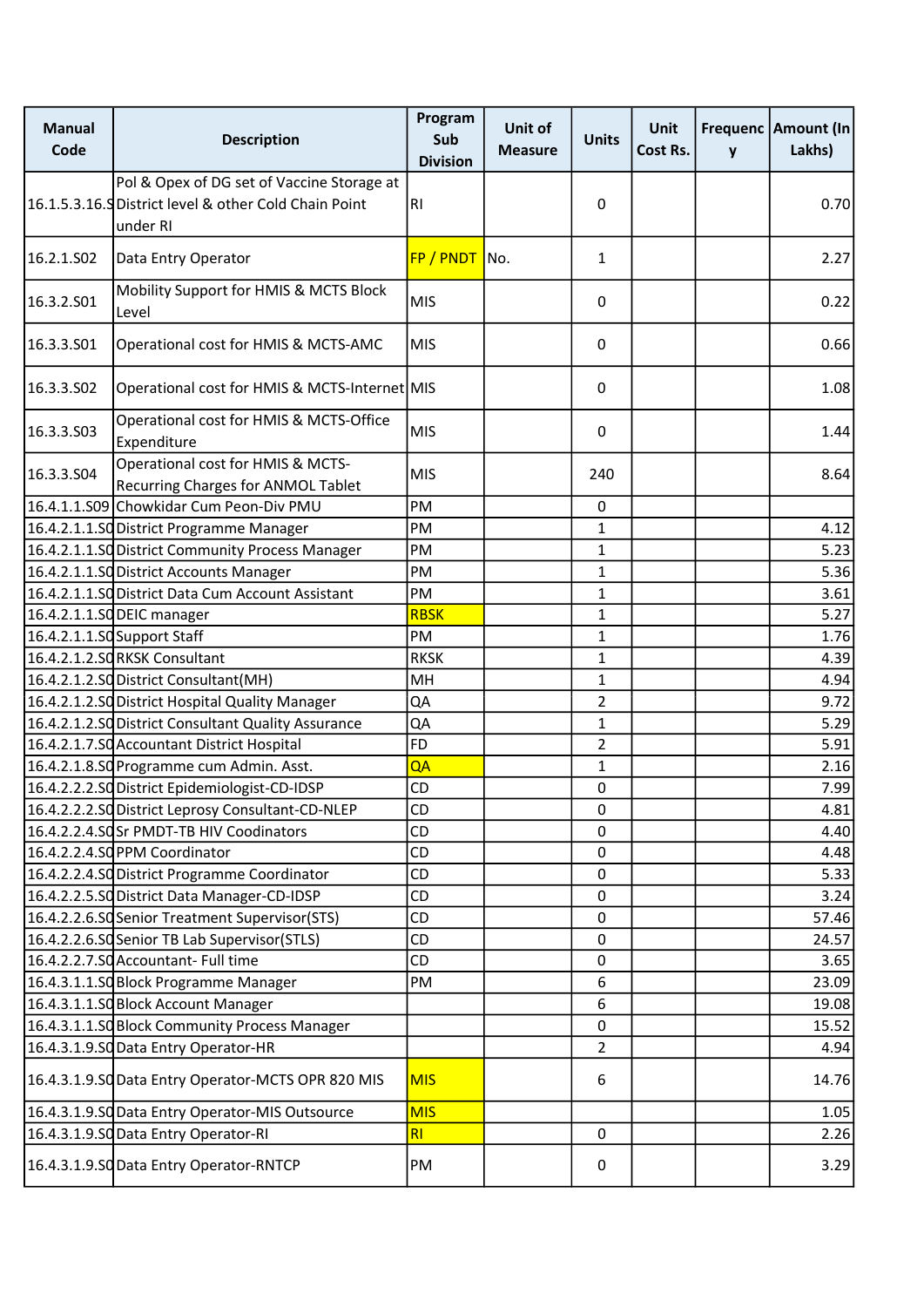| Manual Code | Description | Program Sub Division | Unit of Measure | Units | Unit Cost Rs. | Frequency | Amount (In Lakhs) |
|---|---|---|---|---|---|---|---|
| 16.1.5.3.16.S | Pol & Opex of DG set of Vaccine Storage at District level & other Cold Chain Point under RI | RI | | 0 | | | 0.70 |
| 16.2.1.S02 | Data Entry Operator | FP / PNDT | No. | 1 | | | 2.27 |
| 16.3.2.S01 | Mobility Support for HMIS & MCTS Block Level | MIS | | 0 | | | 0.22 |
| 16.3.3.S01 | Operational cost for HMIS & MCTS-AMC | MIS | | 0 | | | 0.66 |
| 16.3.3.S02 | Operational cost for HMIS & MCTS-Internet | MIS | | 0 | | | 1.08 |
| 16.3.3.S03 | Operational cost for HMIS & MCTS-Office Expenditure | MIS | | 0 | | | 1.44 |
| 16.3.3.S04 | Operational cost for HMIS & MCTS-Recurring Charges for ANMOL Tablet | MIS | | 240 | | | 8.64 |
| 16.4.1.1.S09 | Chowkidar Cum Peon-Div PMU | PM | | 0 | | | |
| 16.4.2.1.1.S0 | District Programme Manager | PM | | 1 | | | 4.12 |
| 16.4.2.1.1.S0 | District Community Process Manager | PM | | 1 | | | 5.23 |
| 16.4.2.1.1.S0 | District Accounts Manager | PM | | 1 | | | 5.36 |
| 16.4.2.1.1.S0 | District Data Cum Account Assistant | PM | | 1 | | | 3.61 |
| 16.4.2.1.1.S0 | DEIC manager | RBSK | | 1 | | | 5.27 |
| 16.4.2.1.1.S0 | Support Staff | PM | | 1 | | | 1.76 |
| 16.4.2.1.2.S0 | RKSK Consultant | RKSK | | 1 | | | 4.39 |
| 16.4.2.1.2.S0 | District Consultant(MH) | MH | | 1 | | | 4.94 |
| 16.4.2.1.2.S0 | District Hospital Quality Manager | QA | | 2 | | | 9.72 |
| 16.4.2.1.2.S0 | District Consultant Quality Assurance | QA | | 1 | | | 5.29 |
| 16.4.2.1.7.S0 | Accountant District Hospital | FD | | 2 | | | 5.91 |
| 16.4.2.1.8.S0 | Programme cum Admin. Asst. | QA | | 1 | | | 2.16 |
| 16.4.2.2.2.S0 | District Epidemiologist-CD-IDSP | CD | | 0 | | | 7.99 |
| 16.4.2.2.2.S0 | District Leprosy Consultant-CD-NLEP | CD | | 0 | | | 4.81 |
| 16.4.2.2.4.S0 | Sr PMDT-TB HIV Coodinators | CD | | 0 | | | 4.40 |
| 16.4.2.2.4.S0 | PPM Coordinator | CD | | 0 | | | 4.48 |
| 16.4.2.2.4.S0 | District Programme Coordinator | CD | | 0 | | | 5.33 |
| 16.4.2.2.5.S0 | District Data Manager-CD-IDSP | CD | | 0 | | | 3.24 |
| 16.4.2.2.6.S0 | Senior Treatment Supervisor(STS) | CD | | 0 | | | 57.46 |
| 16.4.2.2.6.S0 | Senior TB Lab Supervisor(STLS) | CD | | 0 | | | 24.57 |
| 16.4.2.2.7.S0 | Accountant- Full time | CD | | 0 | | | 3.65 |
| 16.4.3.1.1.S0 | Block Programme Manager | PM | | 6 | | | 23.09 |
| 16.4.3.1.1.S0 | Block Account Manager | | | 6 | | | 19.08 |
| 16.4.3.1.1.S0 | Block Community Process Manager | | | 0 | | | 15.52 |
| 16.4.3.1.9.S0 | Data Entry Operator-HR | | | 2 | | | 4.94 |
| 16.4.3.1.9.S0 | Data Entry Operator-MCTS OPR 820 MIS | MIS | | 6 | | | 14.76 |
| 16.4.3.1.9.S0 | Data Entry Operator-MIS Outsource | MIS | | | | | 1.05 |
| 16.4.3.1.9.S0 | Data Entry Operator-RI | RI | | 0 | | | 2.26 |
| 16.4.3.1.9.S0 | Data Entry Operator-RNTCP | PM | | 0 | | | 3.29 |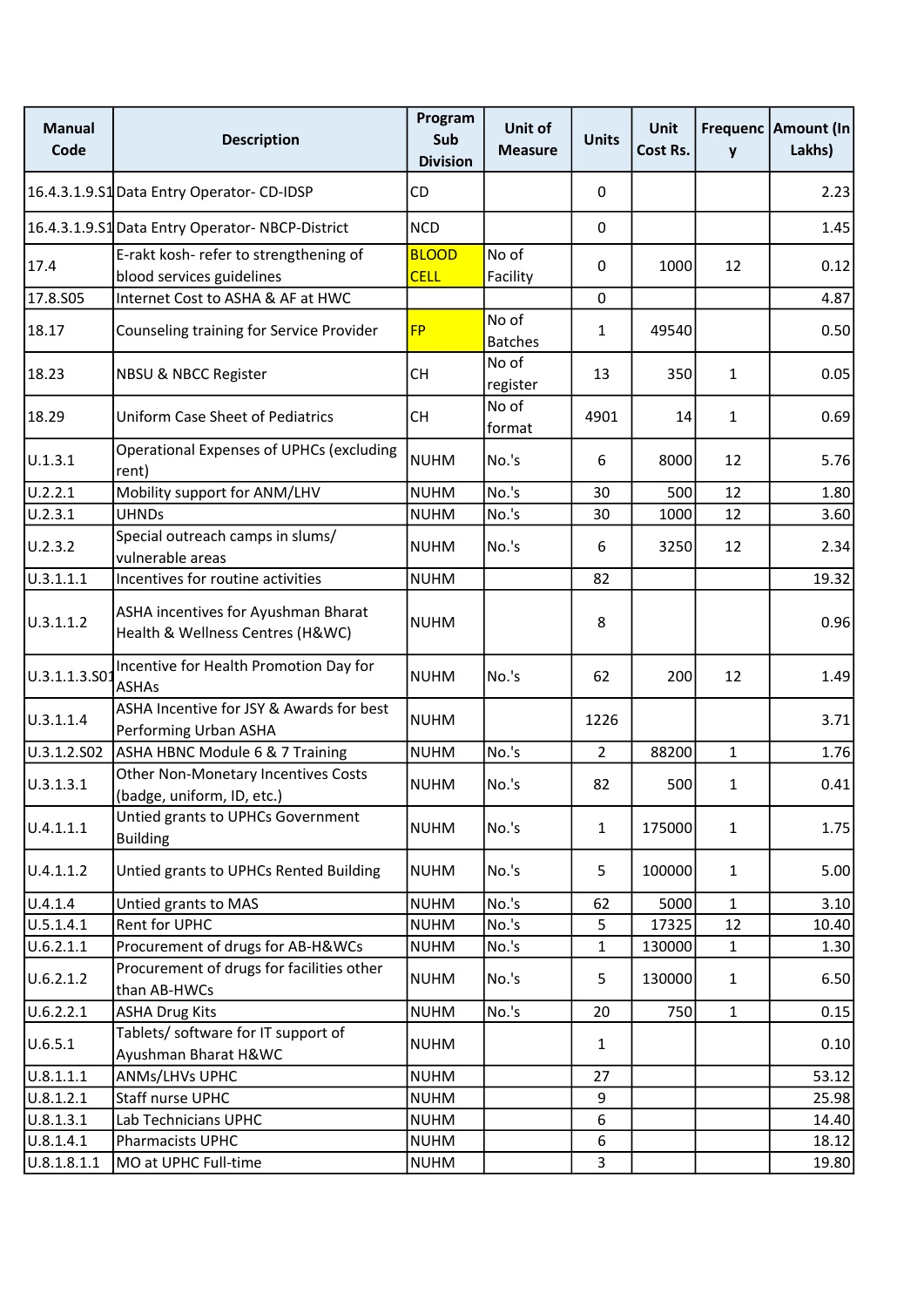| Manual Code | Description | Program Sub Division | Unit of Measure | Units | Unit Cost Rs. | Frequency | Amount (In Lakhs) |
|---|---|---|---|---|---|---|---|
| 16.4.3.1.9.S1 | Data Entry Operator- CD-IDSP | CD | | 0 | | | 2.23 |
| 16.4.3.1.9.S1 | Data Entry Operator- NBCP-District | NCD | | 0 | | | 1.45 |
| 17.4 | E-rakt kosh- refer to strengthening of blood services guidelines | BLOOD CELL | No of Facility | 0 | 1000 | 12 | 0.12 |
| 17.8.S05 | Internet Cost to ASHA & AF at HWC | | | 0 | | | 4.87 |
| 18.17 | Counseling training for Service Provider | FP | No of Batches | 1 | 49540 | | 0.50 |
| 18.23 | NBSU & NBCC Register | CH | No of register | 13 | 350 | 1 | 0.05 |
| 18.29 | Uniform Case Sheet of Pediatrics | CH | No of format | 4901 | 14 | 1 | 0.69 |
| U.1.3.1 | Operational Expenses of UPHCs (excluding rent) | NUHM | No.'s | 6 | 8000 | 12 | 5.76 |
| U.2.2.1 | Mobility support for ANM/LHV | NUHM | No.'s | 30 | 500 | 12 | 1.80 |
| U.2.3.1 | UHNDs | NUHM | No.'s | 30 | 1000 | 12 | 3.60 |
| U.2.3.2 | Special outreach camps in slums/ vulnerable areas | NUHM | No.'s | 6 | 3250 | 12 | 2.34 |
| U.3.1.1.1 | Incentives for routine activities | NUHM | | 82 | | | 19.32 |
| U.3.1.1.2 | ASHA incentives for Ayushman Bharat Health & Wellness Centres (H&WC) | NUHM | | 8 | | | 0.96 |
| U.3.1.1.3.S01 | Incentive for Health Promotion Day for ASHAs | NUHM | No.'s | 62 | 200 | 12 | 1.49 |
| U.3.1.1.4 | ASHA Incentive for JSY & Awards for best Performing Urban ASHA | NUHM | | 1226 | | | 3.71 |
| U.3.1.2.S02 | ASHA HBNC Module 6 & 7 Training | NUHM | No.'s | 2 | 88200 | 1 | 1.76 |
| U.3.1.3.1 | Other Non-Monetary Incentives Costs (badge, uniform, ID, etc.) | NUHM | No.'s | 82 | 500 | 1 | 0.41 |
| U.4.1.1.1 | Untied grants to UPHCs Government Building | NUHM | No.'s | 1 | 175000 | 1 | 1.75 |
| U.4.1.1.2 | Untied grants to UPHCs Rented Building | NUHM | No.'s | 5 | 100000 | 1 | 5.00 |
| U.4.1.4 | Untied grants to MAS | NUHM | No.'s | 62 | 5000 | 1 | 3.10 |
| U.5.1.4.1 | Rent for UPHC | NUHM | No.'s | 5 | 17325 | 12 | 10.40 |
| U.6.2.1.1 | Procurement of drugs for AB-H&WCs | NUHM | No.'s | 1 | 130000 | 1 | 1.30 |
| U.6.2.1.2 | Procurement of drugs for facilities other than AB-HWCs | NUHM | No.'s | 5 | 130000 | 1 | 6.50 |
| U.6.2.2.1 | ASHA Drug Kits | NUHM | No.'s | 20 | 750 | 1 | 0.15 |
| U.6.5.1 | Tablets/ software for IT support of Ayushman Bharat H&WC | NUHM | | 1 | | | 0.10 |
| U.8.1.1.1 | ANMs/LHVs UPHC | NUHM | | 27 | | | 53.12 |
| U.8.1.2.1 | Staff nurse UPHC | NUHM | | 9 | | | 25.98 |
| U.8.1.3.1 | Lab Technicians UPHC | NUHM | | 6 | | | 14.40 |
| U.8.1.4.1 | Pharmacists UPHC | NUHM | | 6 | | | 18.12 |
| U.8.1.8.1.1 | MO at UPHC Full-time | NUHM | | 3 | | | 19.80 |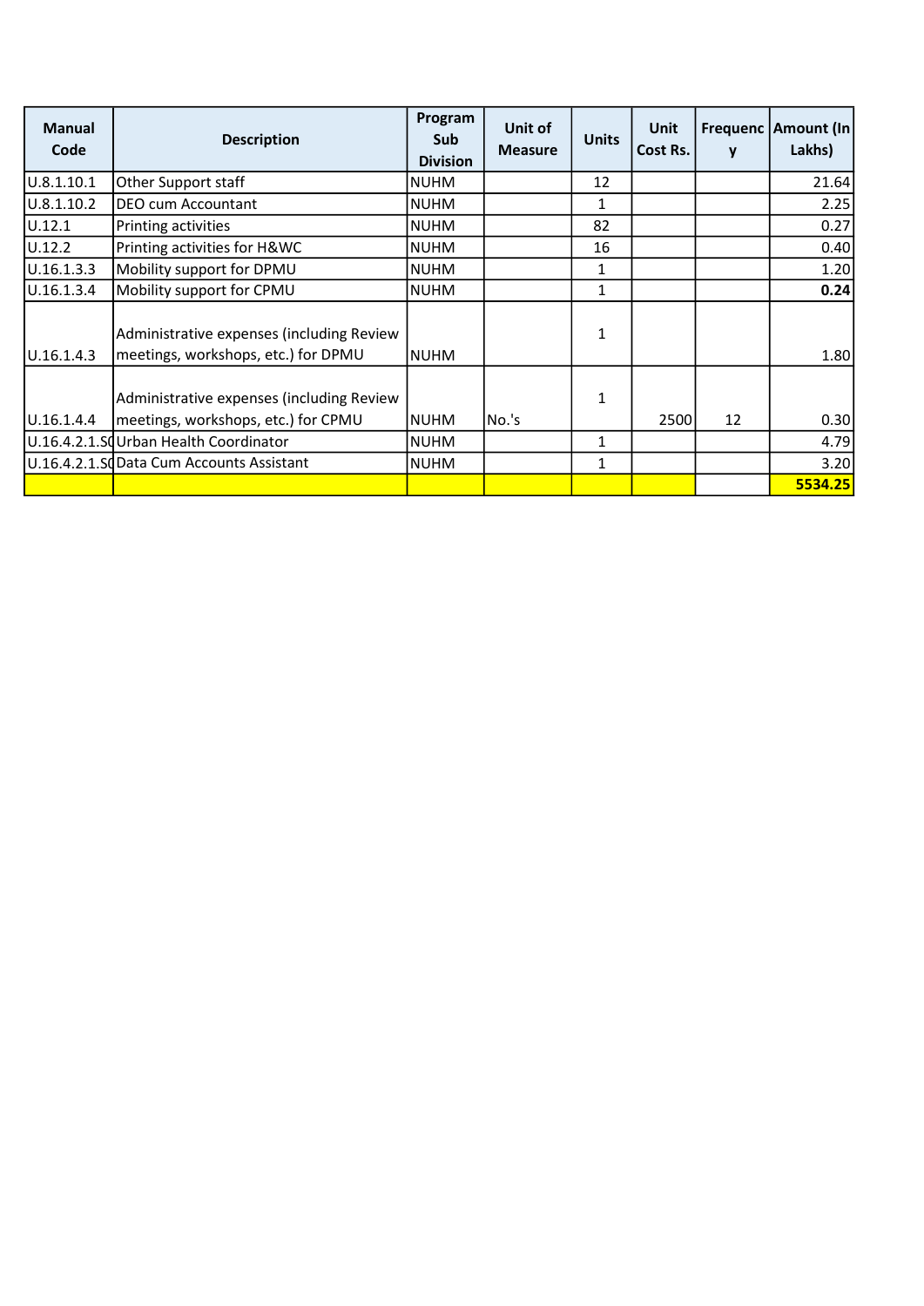| Manual Code | Description | Program Sub Division | Unit of Measure | Units | Unit Cost Rs. | Frequency | Amount (In Lakhs) |
|---|---|---|---|---|---|---|---|
| U.8.1.10.1 | Other Support staff | NUHM | | 12 | | | 21.64 |
| U.8.1.10.2 | DEO cum Accountant | NUHM | | 1 | | | 2.25 |
| U.12.1 | Printing activities | NUHM | | 82 | | | 0.27 |
| U.12.2 | Printing activities for H&WC | NUHM | | 16 | | | 0.40 |
| U.16.1.3.3 | Mobility support for DPMU | NUHM | | 1 | | | 1.20 |
| U.16.1.3.4 | Mobility support for CPMU | NUHM | | 1 | | | **0.24** |
| U.16.1.4.3 | Administrative expenses (including Review meetings, workshops, etc.) for DPMU | NUHM | | 1 | | | 1.80 |
| U.16.1.4.4 | Administrative expenses (including Review meetings, workshops, etc.) for CPMU | NUHM | No.'s | 1 | 2500 | 12 | 0.30 |
| U.16.4.2.1.S0 | Urban Health Coordinator | NUHM | | 1 | | | 4.79 |
| U.16.4.2.1.S0 | Data Cum Accounts Assistant | NUHM | | 1 | | | 3.20 |
| | | | | | | | **5534.25** |